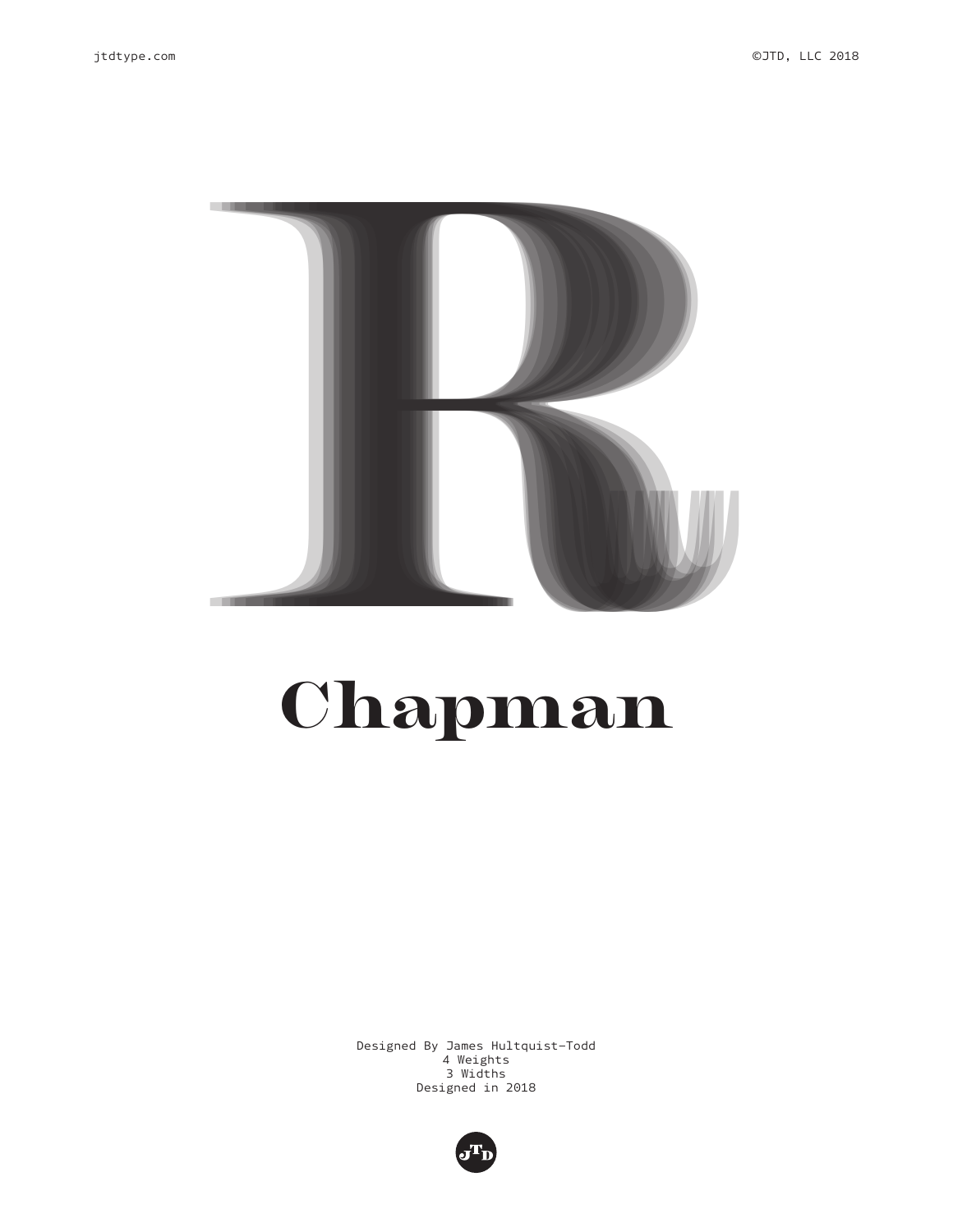jtdtype.com

©JTD, LLC 2018

# Chapman

Designed By James Hultquist-Todd
4 Weights
3 Widths
Designed in 2018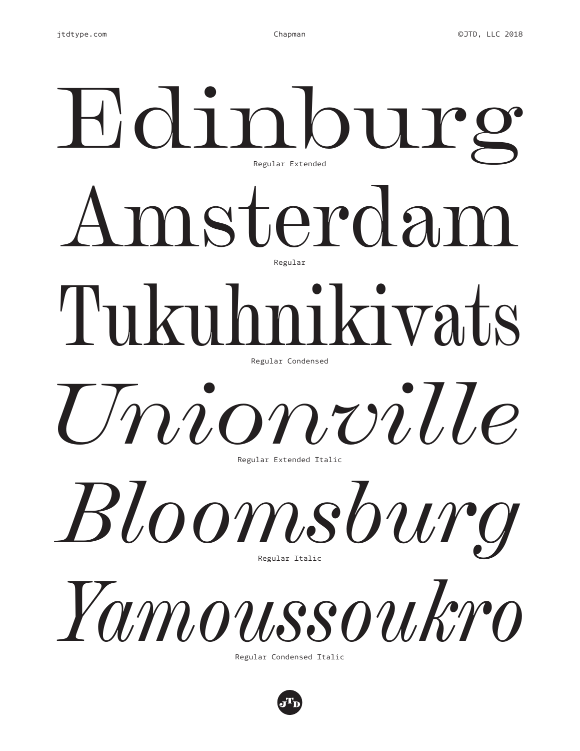# Edinburg
Regular Extended

# Amsterdam
Regular

# Tukuhnikivats
Regular Condensed

# *Unionville*
Regular Extended Italic

# *Bloomsburg*
Regular Italic

# *Yamoussoukro*
Regular Condensed Italic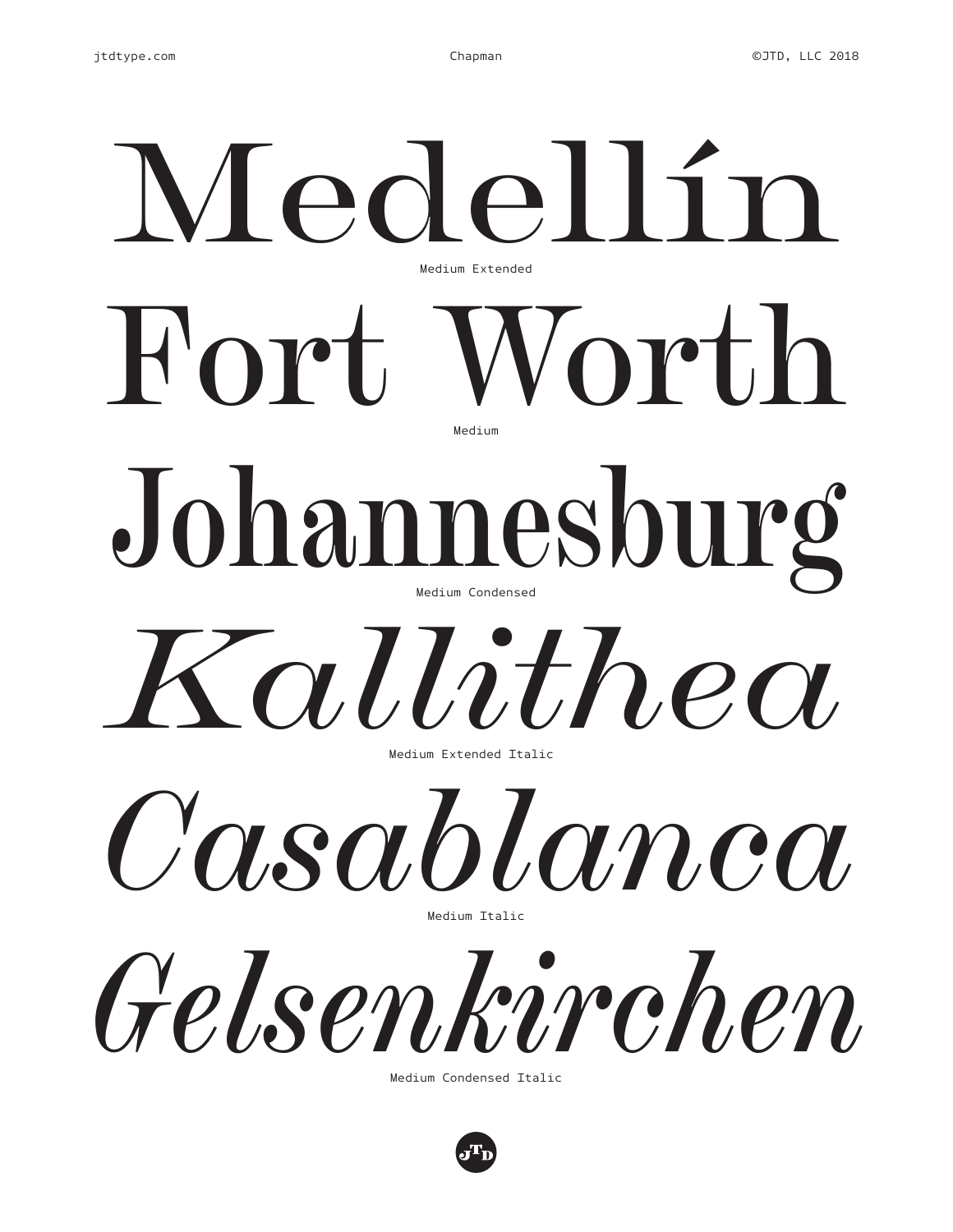# Medellín

Medium Extended

# Fort Worth

Medium

# Johannesburg

Medium Condensed

# *Kallithea*

Medium Extended Italic

# *Casablanca*

Medium Italic

# *Gelsenkirchen*

Medium Condensed Italic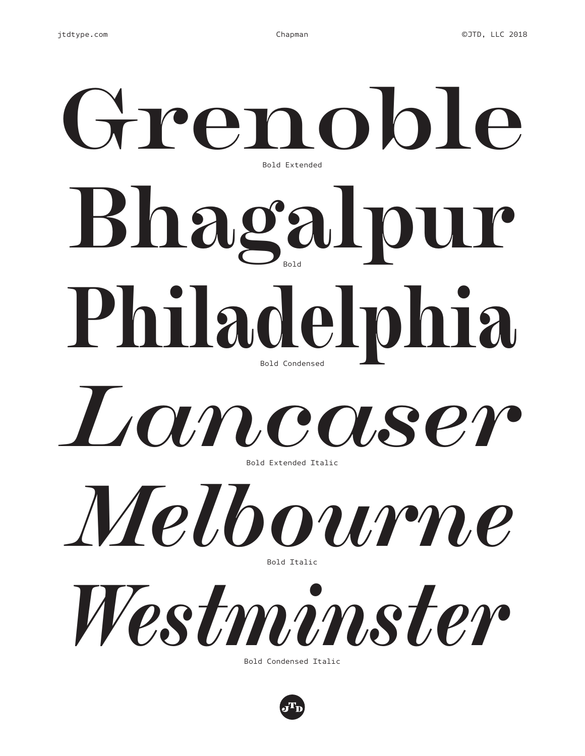# Grenoble

Bold Extended

# Bhagalpur

Bold

# Philadelphia

Bold Condensed

# *Lancaser*

Bold Extended Italic

# *Melbourne*

Bold Italic

# *Westminster*

Bold Condensed Italic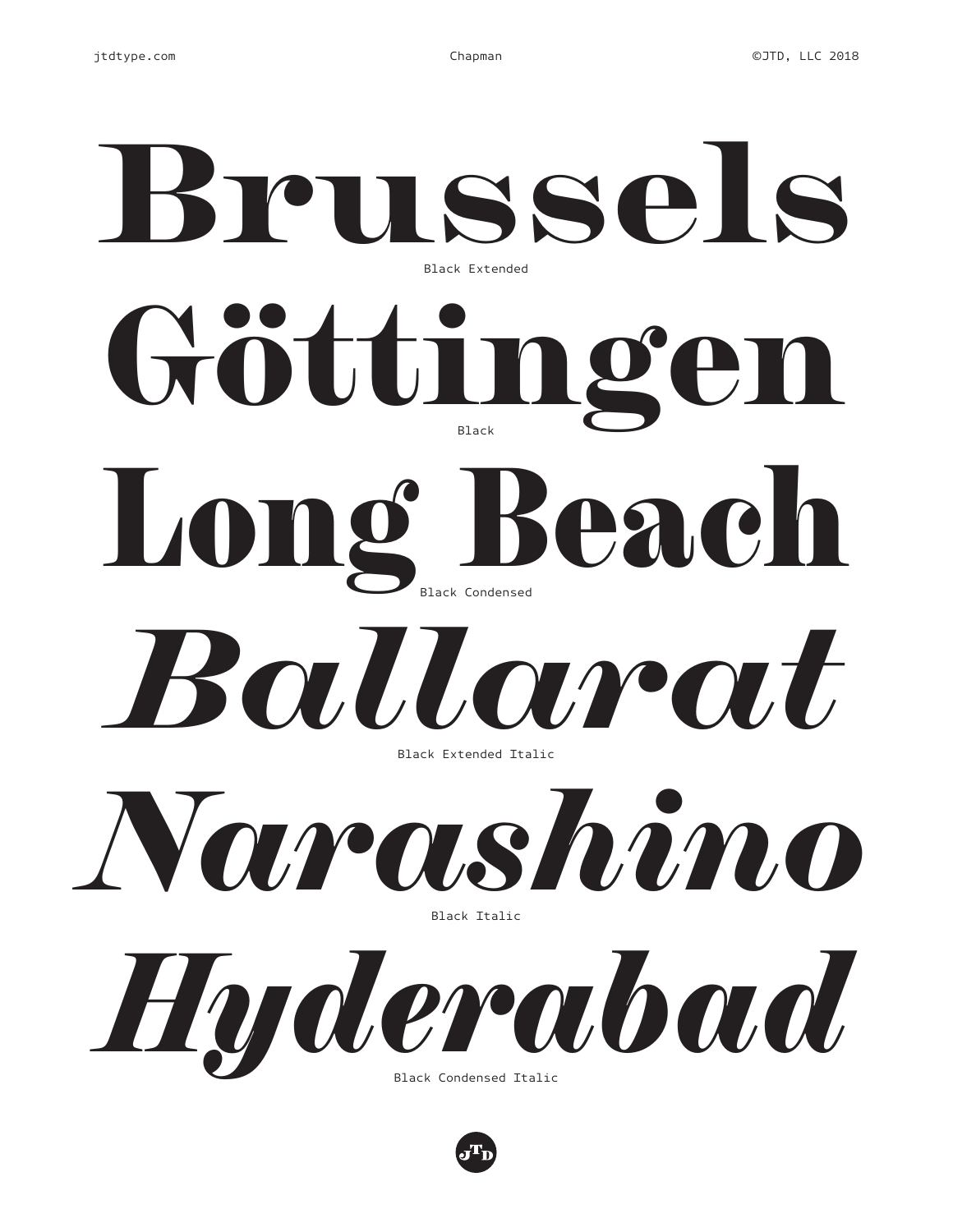# Brussels

Black Extended

# Göttingen

Black

# Long Beach

Black Condensed

# *Ballarat*

Black Extended Italic

# *Narashino*

Black Italic

# *Hyderabad*

Black Condensed Italic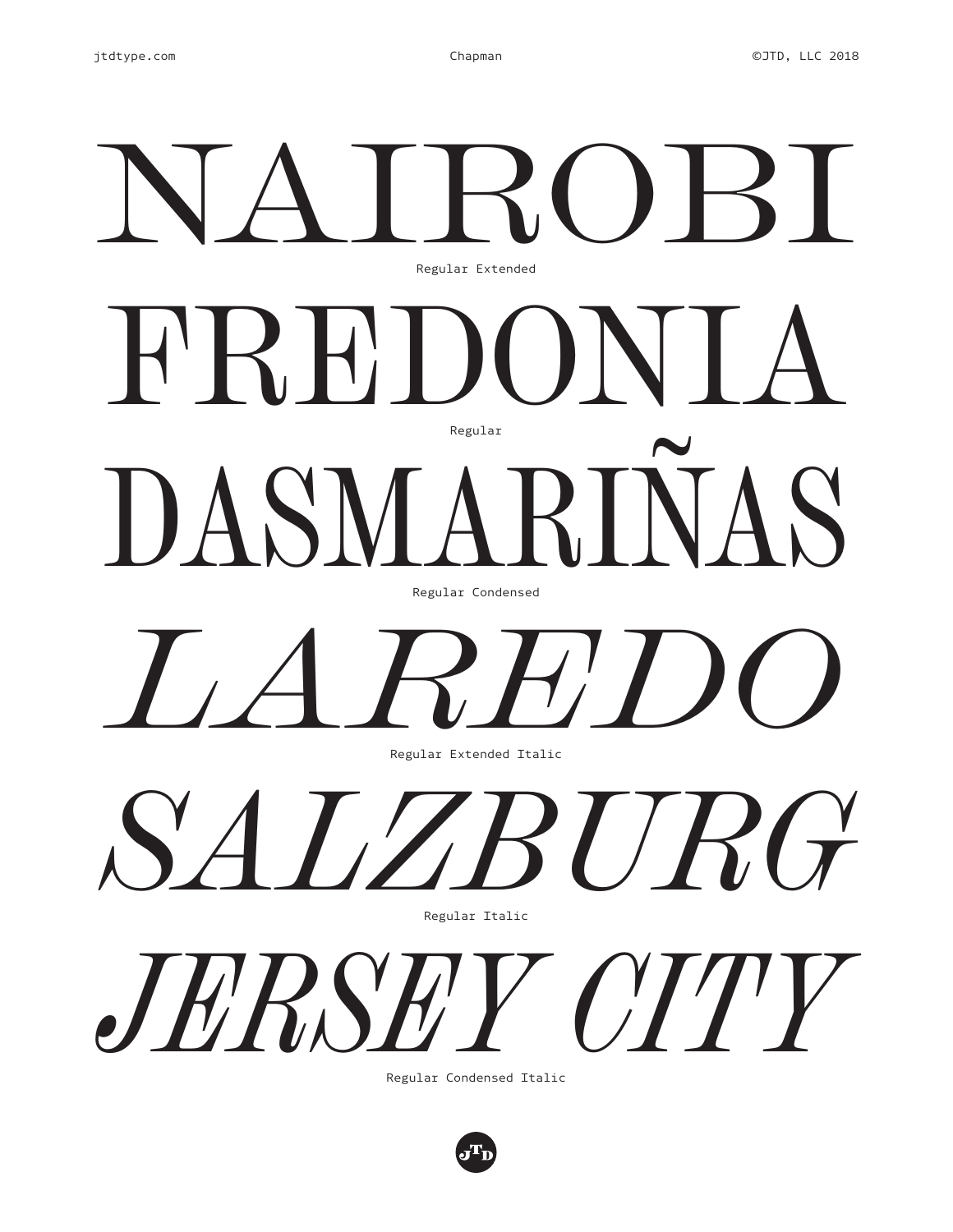NAIROBI

Regular Extended

FREDONIA

Regular

DASMARIÑAS

Regular Condensed

*LAREDO*

Regular Extended Italic

*SALZBURG*

Regular Italic

*JERSEY CITY*

Regular Condensed Italic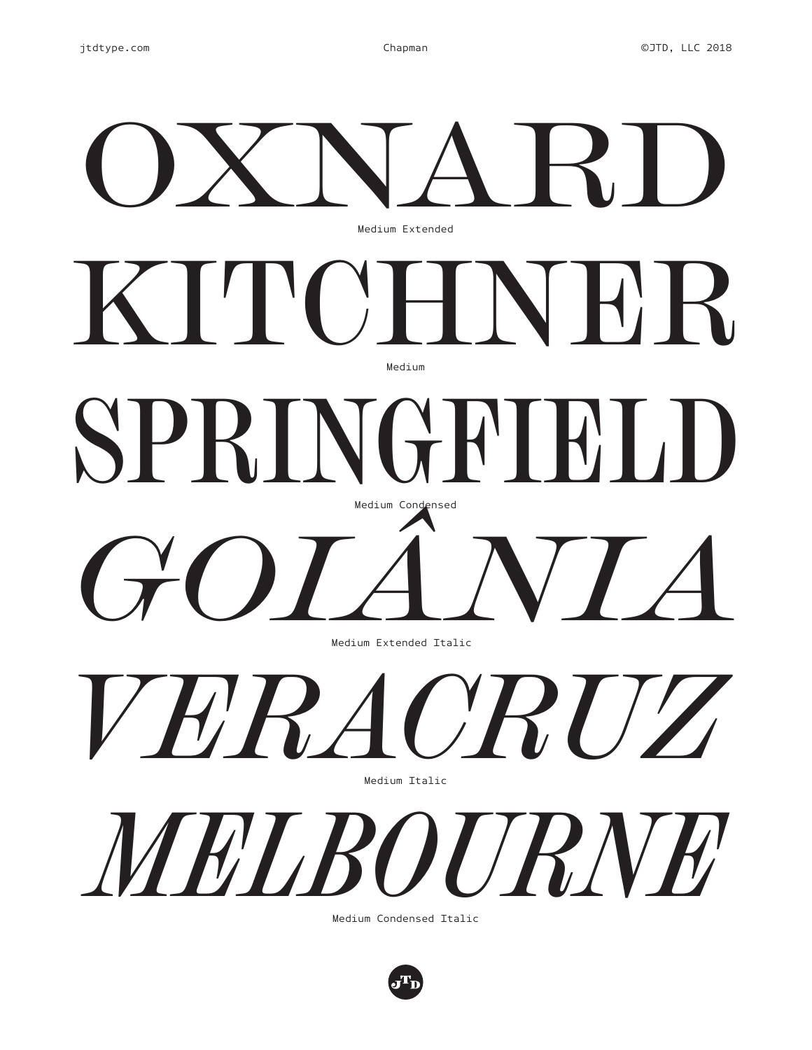# OXNARD

Medium Extended

# KITCHNER

Medium

# SPRINGFIELD

Medium Condensed

# *GOIÂNIA*

Medium Extended Italic

# *VERACRUZ*

Medium Italic

# *MELBOURNE*

Medium Condensed Italic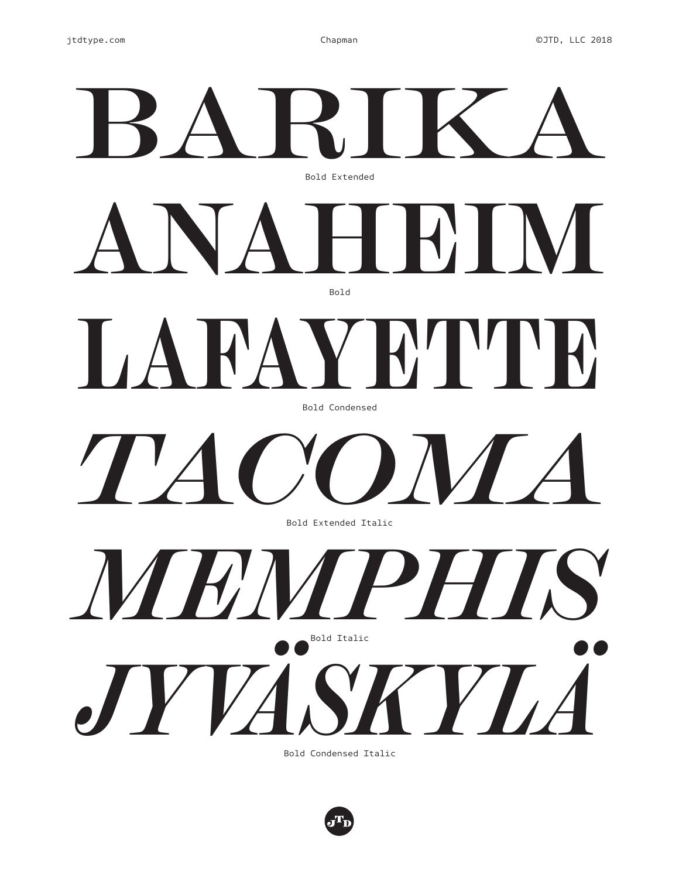BARIKA

Bold Extended

ANAHEIM

Bold

LAFAYETTE

Bold Condensed

*TACOMA*

Bold Extended Italic

*MEMPHIS*

Bold Italic

*JYVÄSKYLÄ*

Bold Condensed Italic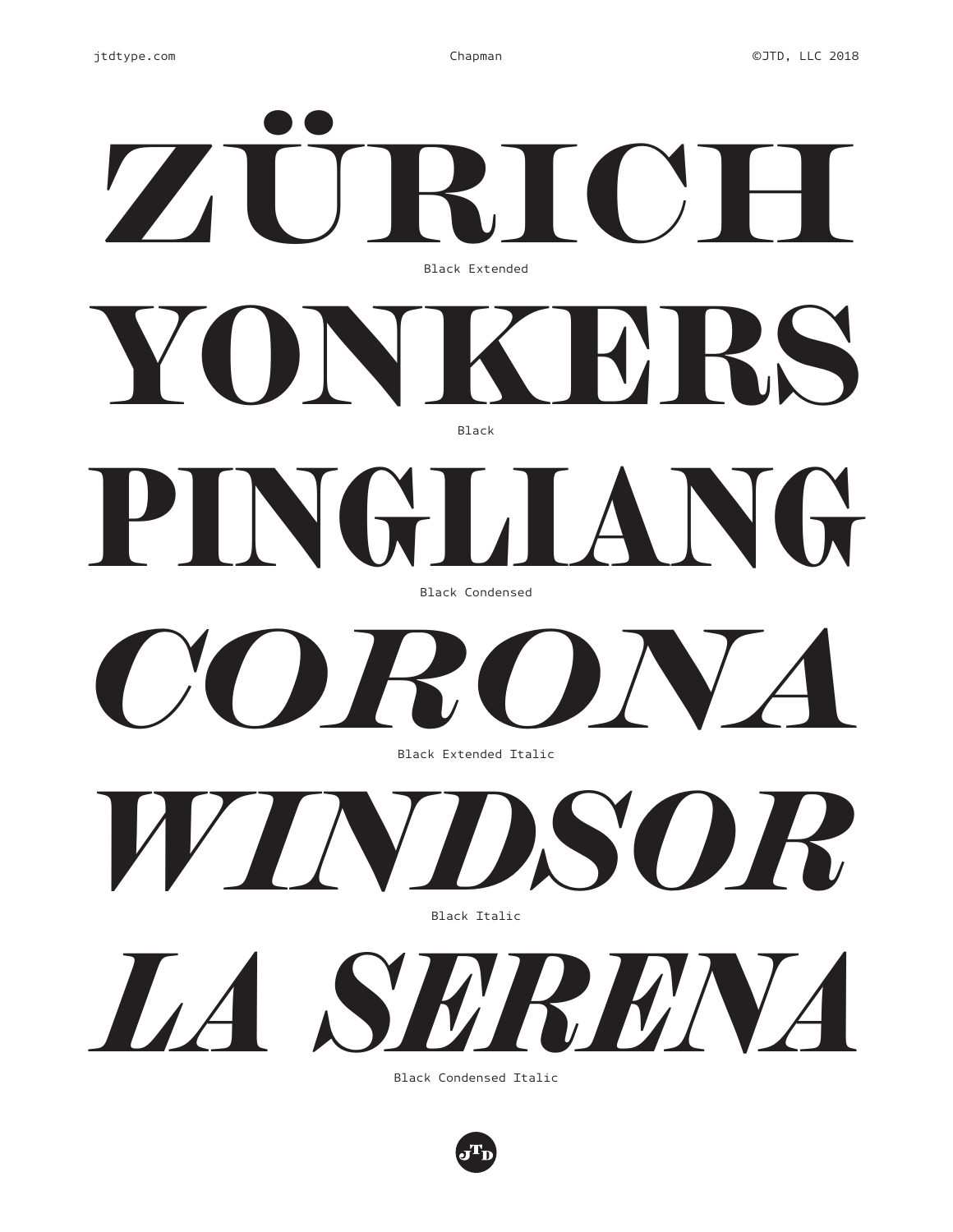ZÜRICH

Black Extended

YONKERS

Black

PINGLIANG

Black Condensed

*CORONA*

Black Extended Italic

*WINDSOR*

Black Italic

*LA SERENA*

Black Condensed Italic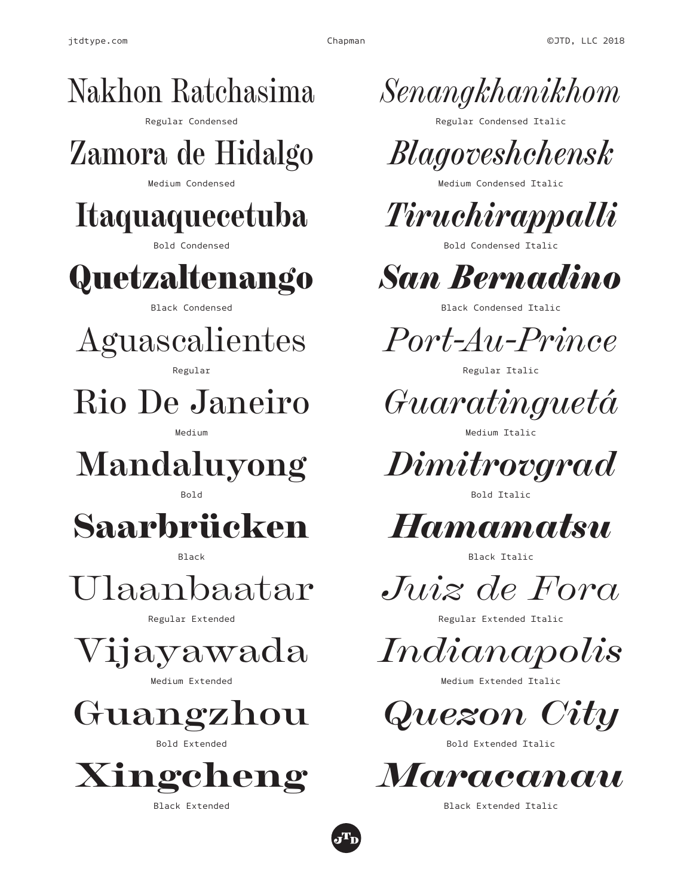Nakhon Ratchasima

Regular Condensed

*Senangkhanikhom*

Regular Condensed Italic

Zamora de Hidalgo

Medium Condensed

*Blagoveshchensk*

Medium Condensed Italic

**Itaquaquecetuba**

Bold Condensed

***Tiruchirappalli***

Bold Condensed Italic

**Quetzaltenango**

Black Condensed

***San Bernadino***

Black Condensed Italic

Aguascalientes

Regular

*Port-Au-Prince*

Regular Italic

Rio De Janeiro

Medium

*Guaratinguetá*

Medium Italic

**Mandaluyong**

Bold

***Dimitrovgrad***

Bold Italic

**Saarbrücken**

Black

***Hamamatsu***

Black Italic

Ulaanbaatar

Regular Extended

*Juiz de Fora*

Regular Extended Italic

Vijayawada

Medium Extended

*Indianapolis*

Medium Extended Italic

**Guangzhou**

Bold Extended

***Quezon City***

Bold Extended Italic

**Xingcheng**

Black Extended

***Maracanau***

Black Extended Italic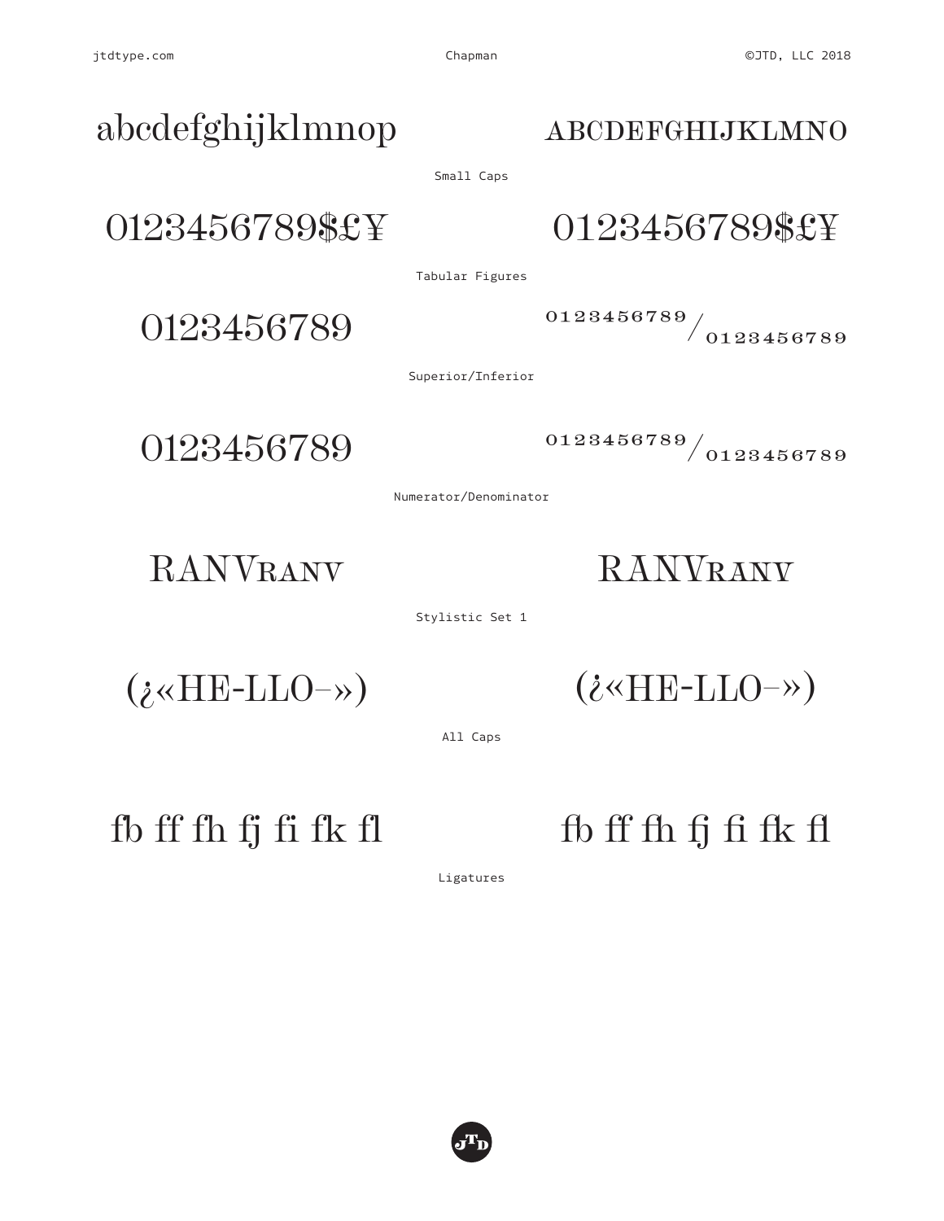abcdefghijklmnop ABCDEFGHIJKLMNO

Small Caps

0123456789$£¥ 0123456789$£¥

Tabular Figures

0123456789 0123456789/0123456789

Superior/Inferior

0123456789 0123456789/0123456789

Numerator/Denominator

RANVranv RANVranv

Stylistic Set 1

(¿«HE-LLO–») (¿«HE-LLO–»)

All Caps

fb ff fh fj fi fk fl fb ff fh fj fi fk fl

Ligatures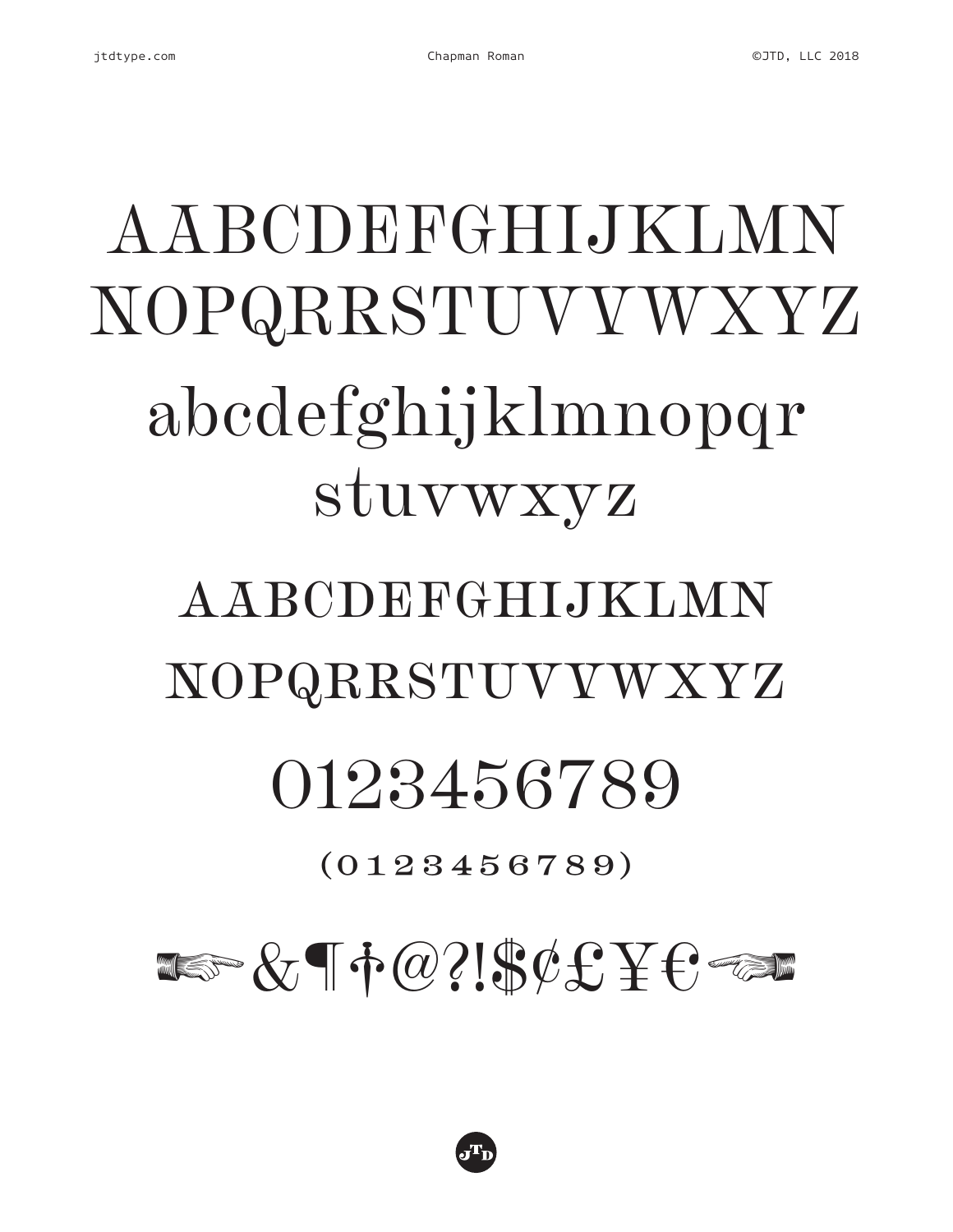AABCDEFGHIJKLMN
NOPQRRSTUVVWXYZ

abcdefghijklmnopqr
stuvwxyz

AABCDEFGHIJKLMN
NOPQRRSTUVVWXYZ

0123456789

(0123456789)

☞ &¶†@?!$¢£¥€ ☜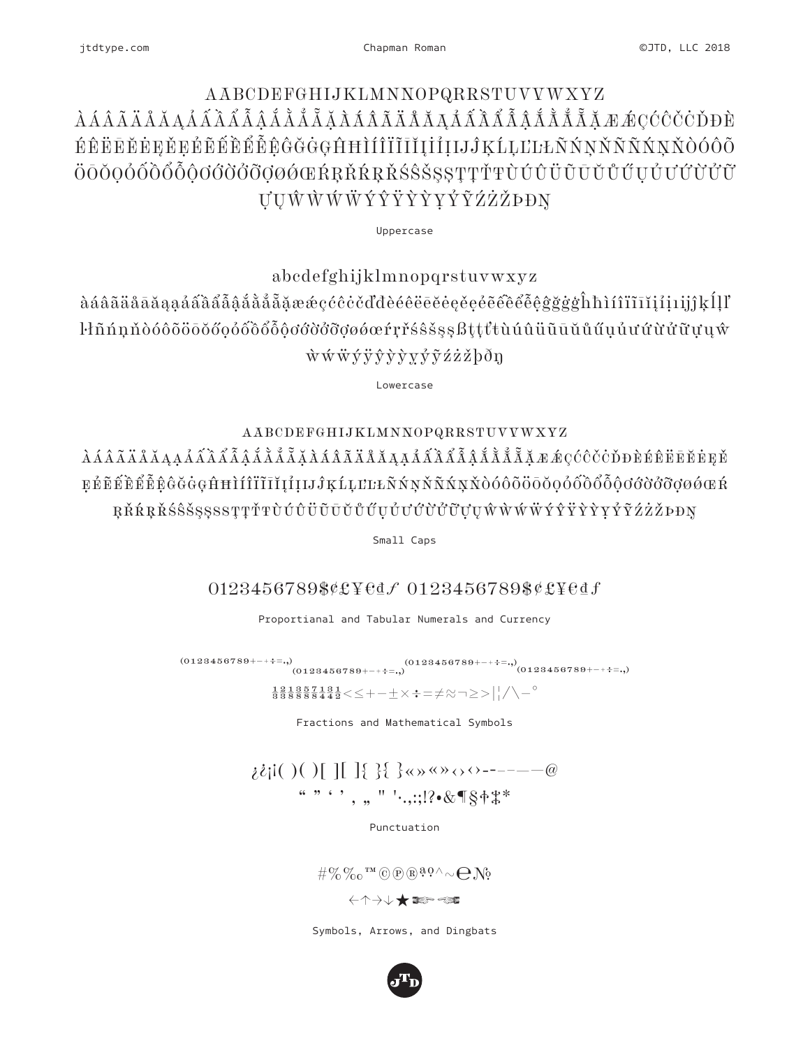AABCDEFGHIJKLMNNOPQRRSTUVVWXYZ
ÀÁÂÃÄÅĀĂĄẢẤẦẨẪẬẮẰẲẴẶÀÁÂÃÄÅĀĂĄẢẤẦẨẪẬẮẰẲẴẶÆǼÇĆĈČĊĎĐÈ
ÉÊËĒĔĖĘẺẸẼẾỀỂỄỆĜĞĠĢĤĦÌÍÎÏĨĪĬĮỈỊIJĴĶĹĻĽĿŁÑŃŅŇÑŃŅŇÒÓÔÕ
ÖŌŎỌỎỐỒỔỖỘƠỚỜỞỠỢØǾŒŔŖŘŔŖŘŚŜŠŞȘŢȚŤŦÙÚÛÜŨŪŬŮŰŲỤỦƯỨỪỬỮ
ỰŲŴẀẂẄÝŶŸỲỴỶỸŹŻŽÞĐŊ

Uppercase

abcdefghijklmnopqrstuvwxyz
àáâãäåāăąạảấầẩẫậắằẳẵặæǽçćĉčċďđèéêëēĕėęẹẻẽếềểễệĝğġģĥħìíîïĩīĭįỉịıijĵķĺļľ
ŀłñńņňòóôõöōŏőọỏốồổỗộơớờởỡợøǿœŕŗřśŝšşșßţțťŧùúûüũūŭůűųụủưứừửữựųŵ
ẁẃẅýÿŷỳỵỷỹźżžþðŋ

Lowercase

AABCDEFGHIJKLMNNOPQRRSTUVVWXYZ
ÀÁÂÃÄÅĀĂĄẠẢẤẦẨẪẬẮẰẲẴẶÀÁÂÃÄÅĀĂĄẠẢẤẦẨẪẬẮẰẲẴẶÆǼÇĆĈČĊĎĐÈÉÊËĒĔĖĘĚ
ẸẺẼẾỀỂỄỆĜĞĠĢĤĦÌÍÎÏĨĪĬĮỈỊIJĴĶĹĻĽĿŁÑŃŅŇÑŃŅŇÒÓÔÕÖŌŎỌỎỐỒỔỖỘƠỚỜỞỠỢØǾŒŔ
ŖŘŔŖŘŚŜŠŞȘSSŢȚŤŦÙÚÛÜŨŪŬŮŰŲỤỦƯỨỪỬỮỰŲŴẀẂẄÝŶŸỲỴỶỸŹŻŽÞĐŊ

Small Caps

0123456789$¢£¥€đƒ 0123456789$¢£¥€đƒ

Proportianal and Tabular Numerals and Currency

(0123456789+−÷=.,) (0123456789+−÷=.,) (0123456789+−÷=.,) (0123456789+−÷=.,)

½ ⅓ ⅔ ⅛ ⅜ ⅝ ⅞ ¼ ¾ ½ <≤+−±×÷=≠≈¬≥>|¦/\−°

Fractions and Mathematical Symbols

¿¿¡¡( )( )[ ][ ]{ }{ }«»«»‹›‹›--–––—@
“ ” ‘ ’ ‚ „ " '·.,:;!?•&¶§†‡*

Punctuation

#%‰™©℗®ªº^~℮№

←↑→↓★☞☜

Symbols, Arrows, and Dingbats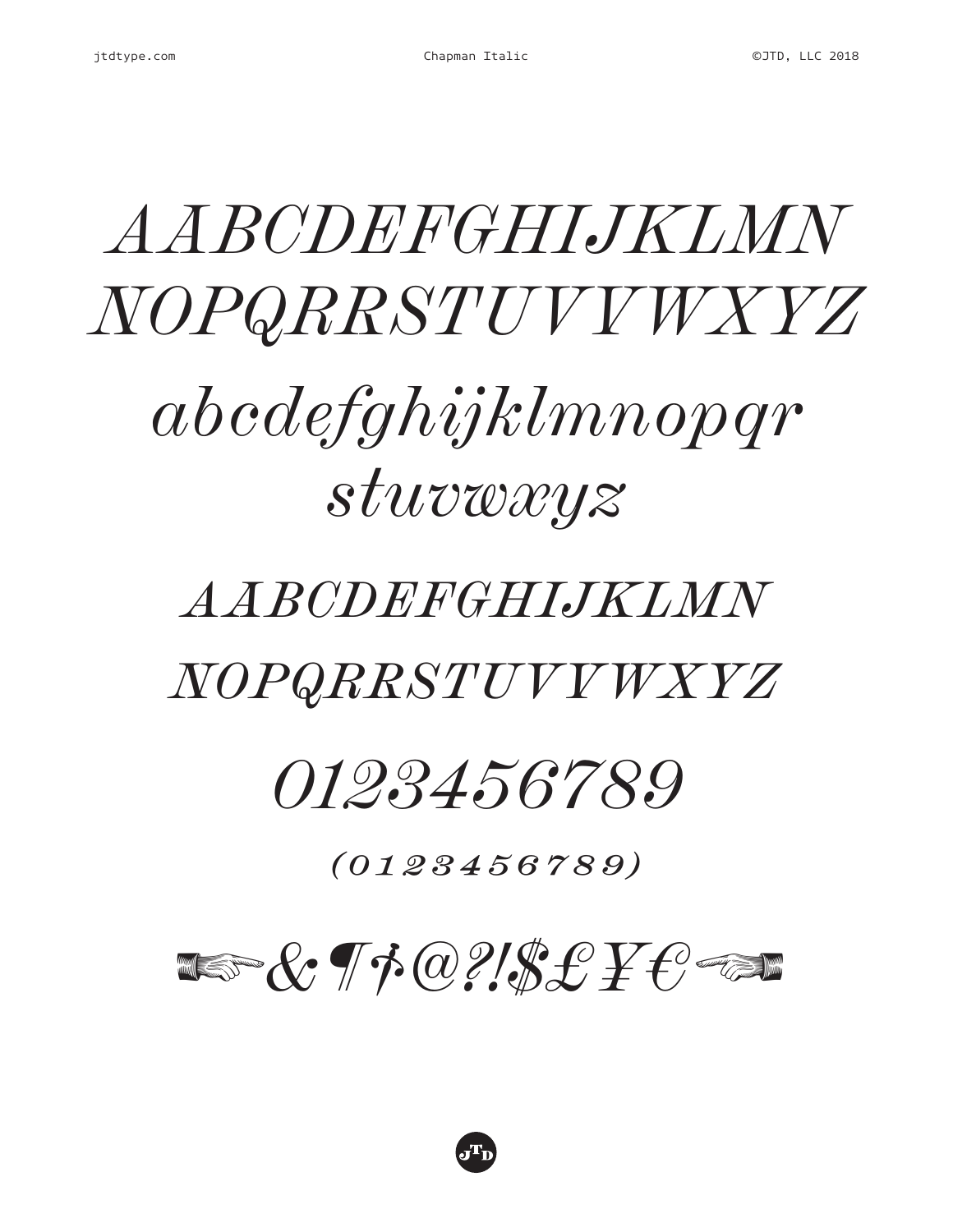AABCDEFGHIJKLMN
NOPQRRSTUVVYWXYZ

abcdefghijklmnopqr
stuvwxyz

AABCDEFGHIJKLMN
NOPQRRSTUVVYWXYZ

0123456789

(0123456789)

☞&¶†@?!$£¥€☜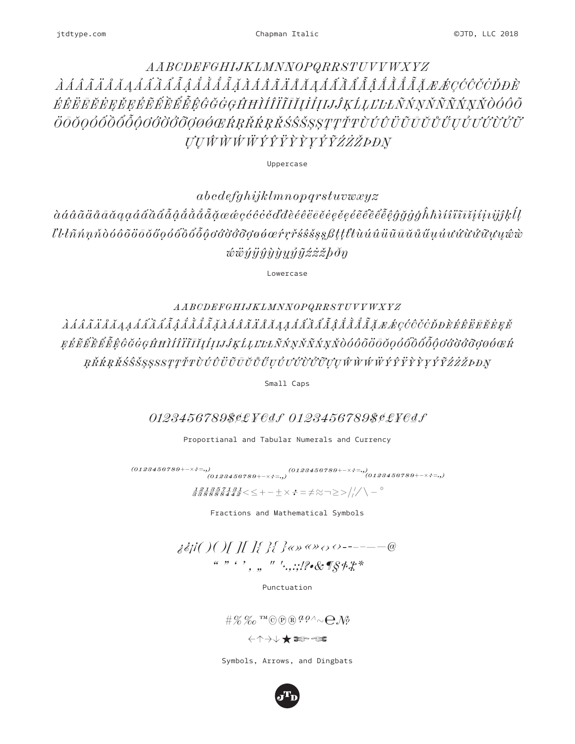*AABCDEFGHIJKLMNNOPQRRSTUVVWXYZ*
*ÀÁÂÃÄÅĀĂĄẢẤẦẨẪẬẮẰẲẴẶẠÀÁÂÃÄÅĀĂĄẢẤẦẨẪẬẮẰẲẴẶẠÆǼÇĆĈČĊĎĐÈ*
*ÉÊËĒĔĖĘẸẺẼẾỀỂỄỆĜĞĠĢĤĦÌÍÎÏĨĪĬĮỈỊIJĴĶĹĻĽĿŁÑŃŅŇÑÑŃŅŇÒÓÔÕ*
*ÖŌŎỌỎỐỒỔỖỘƠỚỜỞỠỢØǾŒŔŖŘŔŖŘŚŜŠŞȘŢȚŤŦÙÚÛÜŨŪŬŮŰŲỦƯỨỪỬỮ*
*ỰỤŴẀẂẄÝŶŸỲỴỶỸŹŻŽÞĐŊ*

Uppercase

*abcdefghijklmnopqrstuvwxyz*
*àáâãäåāăąạảấầẩẫậắằẳẵặæǽçćĉčċďđèéêëēĕėęẹẻẽếềểễệĝğġģĥħìíîïĩīĭįỉịıijĵķĺļ*
*ľŀłñńņňòóôõöōŏőọỏốồổỗộơớờởỡợøǿœŕŗřśŝšşßţťŧùúûüũūŭůűųủưứừửữựụŵẁ*
*ẃẅýÿŷỳỵỷỹźżžþðŋ*

Lowercase

*AABCDEFGHIJKLMNNOPQRRSTUVVWXYZ*
*ÀÁÂÃÄÅĀĂĄẠẢẤẦẨẪẬẮẰẲẴẶÀÁÂÃÄÅĀĂĄẠẢẤẦẨẪẬẮẰẲẴẶÆǼÇĆĈČĊĎĐÈÉÊËĒĔĖĘĚ*
*ẸẺẼẾỀỂỄỆĜĞĠĢĤĦÌÍÎÏĨĪĬĮỈỊIJĴĶĹĻĽĿŁÑŃŅŇÑÑŃŅŇÒÓÔÕÖŌŎỌỎỐỒỔỖỘƠỚỜỞỠỢØǾŒŔ*
*ŖŘŔŖŘŚŜŠŞȘSSŢȚŤŦÙÚÛÜŨŪŬŮŰŲỦƯỨỪỬỮỰỤŴẀẂẄÝŶŸỲỴỶỸŹŻŽÞĐŊ*

Small Caps

*0123456789$¢£¥€đƒ 0123456789$¢£¥€đƒ*

Proportianal and Tabular Numerals and Currency

*(0123456789+−×÷=.,) (0123456789+−×÷=.,) (0123456789+−×÷=.,) (0123456789+−×÷=.,)*

*½ ⅓ ⅔ ⅛ ⅜ ⅝ ⅞ ¼ ¾ ½* < ≤ + − ± × ÷ = ≠ ≈ ¬ ≥ > / ¦ / \ − °

Fractions and Mathematical Symbols

*¿¿¡¡()()[][]{}{}«»«»‹›‹›-‐–——@*
*" " ' ' , „ ″ ′ ·.,:;!?•&¶§†‡**

Punctuation

#%‰ ™©℗®ªº^~℮№

←↑→↓★☞☜

Symbols, Arrows, and Dingbats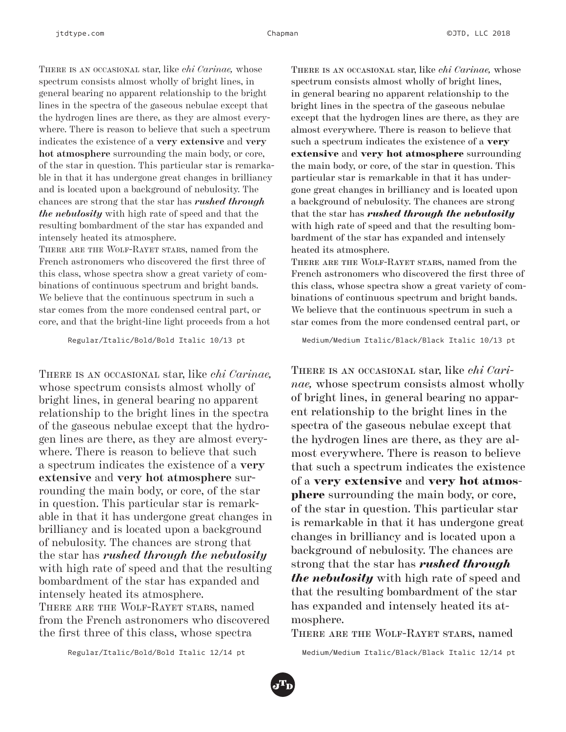There is an occasional star, like *chi Carinae,* whose spectrum consists almost wholly of bright lines, in general bearing no apparent relationship to the bright lines in the spectra of the gaseous nebulae except that the hydrogen lines are there, as they are almost everywhere. There is reason to believe that such a spectrum indicates the existence of a **very extensive** and **very hot atmosphere** surrounding the main body, or core, of the star in question. This particular star is remarkable in that it has undergone great changes in brilliancy and is located upon a background of nebulosity. The chances are strong that the star has ***rushed through the nebulosity*** with high rate of speed and that the resulting bombardment of the star has expanded and intensely heated its atmosphere.
There are the Wolf-Rayet stars, named from the French astronomers who discovered the first three of this class, whose spectra show a great variety of combinations of continuous spectrum and bright bands. We believe that the continuous spectrum in such a star comes from the more condensed central part, or core, and that the bright-line light proceeds from a hot

Regular/Italic/Bold/Bold Italic 10/13 pt

There is an occasional star, like *chi Carinae,* whose spectrum consists almost wholly of bright lines, in general bearing no apparent relationship to the bright lines in the spectra of the gaseous nebulae except that the hydrogen lines are there, as they are almost everywhere. There is reason to believe that such a spectrum indicates the existence of a **very extensive** and **very hot atmosphere** surrounding the main body, or core, of the star in question. This particular star is remarkable in that it has undergone great changes in brilliancy and is located upon a background of nebulosity. The chances are strong that the star has ***rushed through the nebulosity*** with high rate of speed and that the resulting bombardment of the star has expanded and intensely heated its atmosphere.
There are the Wolf-Rayet stars, named from the French astronomers who discovered the first three of this class, whose spectra show a great variety of combinations of continuous spectrum and bright bands. We believe that the continuous spectrum in such a star comes from the more condensed central part, or

Medium/Medium Italic/Black/Black Italic 10/13 pt

There is an occasional star, like *chi Carinae,* whose spectrum consists almost wholly of bright lines, in general bearing no apparent relationship to the bright lines in the spectra of the gaseous nebulae except that the hydrogen lines are there, as they are almost everywhere. There is reason to believe that such a spectrum indicates the existence of a **very extensive** and **very hot atmosphere** surrounding the main body, or core, of the star in question. This particular star is remarkable in that it has undergone great changes in brilliancy and is located upon a background of nebulosity. The chances are strong that the star has ***rushed through the nebulosity*** with high rate of speed and that the resulting bombardment of the star has expanded and intensely heated its atmosphere.
There are the Wolf-Rayet stars, named from the French astronomers who discovered the first three of this class, whose spectra

Regular/Italic/Bold/Bold Italic 12/14 pt

There is an occasional star, like *chi Carinae,* whose spectrum consists almost wholly of bright lines, in general bearing no apparent relationship to the bright lines in the spectra of the gaseous nebulae except that the hydrogen lines are there, as they are almost everywhere. There is reason to believe that such a spectrum indicates the existence of a **very extensive** and **very hot atmosphere** surrounding the main body, or core, of the star in question. This particular star is remarkable in that it has undergone great changes in brilliancy and is located upon a background of nebulosity. The chances are strong that the star has ***rushed through the nebulosity*** with high rate of speed and that the resulting bombardment of the star has expanded and intensely heated its atmosphere.
There are the Wolf-Rayet stars, named

Medium/Medium Italic/Black/Black Italic 12/14 pt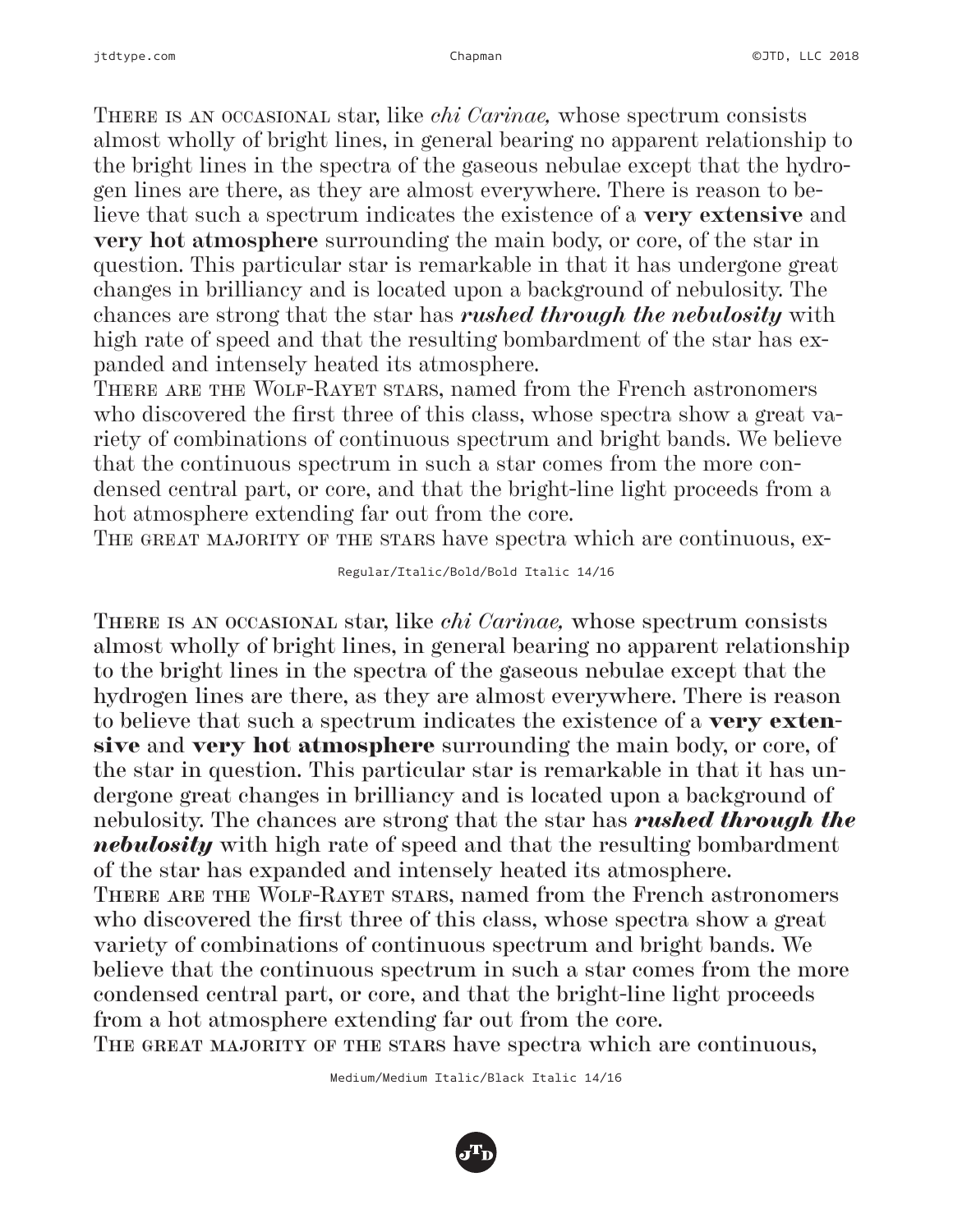There is an occasional star, like *chi Carinae,* whose spectrum consists almost wholly of bright lines, in general bearing no apparent relationship to the bright lines in the spectra of the gaseous nebulae except that the hydrogen lines are there, as they are almost everywhere. There is reason to believe that such a spectrum indicates the existence of a **very extensive** and **very hot atmosphere** surrounding the main body, or core, of the star in question. This particular star is remarkable in that it has undergone great changes in brilliancy and is located upon a background of nebulosity. The chances are strong that the star has ***rushed through the nebulosity*** with high rate of speed and that the resulting bombardment of the star has expanded and intensely heated its atmosphere.
There are the Wolf-Rayet stars, named from the French astronomers who discovered the first three of this class, whose spectra show a great variety of combinations of continuous spectrum and bright bands. We believe that the continuous spectrum in such a star comes from the more condensed central part, or core, and that the bright-line light proceeds from a hot atmosphere extending far out from the core.
The great majority of the stars have spectra which are continuous, ex-

Regular/Italic/Bold/Bold Italic 14/16

There is an occasional star, like *chi Carinae,* whose spectrum consists almost wholly of bright lines, in general bearing no apparent relationship to the bright lines in the spectra of the gaseous nebulae except that the hydrogen lines are there, as they are almost everywhere. There is reason to believe that such a spectrum indicates the existence of a **very extensive** and **very hot atmosphere** surrounding the main body, or core, of the star in question. This particular star is remarkable in that it has undergone great changes in brilliancy and is located upon a background of nebulosity. The chances are strong that the star has ***rushed through the nebulosity*** with high rate of speed and that the resulting bombardment of the star has expanded and intensely heated its atmosphere.
There are the Wolf-Rayet stars, named from the French astronomers who discovered the first three of this class, whose spectra show a great variety of combinations of continuous spectrum and bright bands. We believe that the continuous spectrum in such a star comes from the more condensed central part, or core, and that the bright-line light proceeds from a hot atmosphere extending far out from the core.
The great majority of the stars have spectra which are continuous,

Medium/Medium Italic/Black Italic 14/16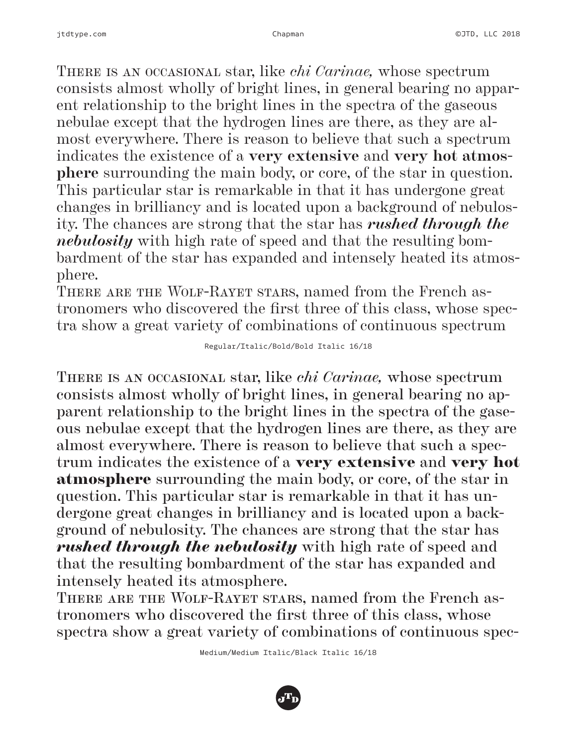There is an occasional star, like *chi Carinae,* whose spectrum consists almost wholly of bright lines, in general bearing no apparent relationship to the bright lines in the spectra of the gaseous nebulae except that the hydrogen lines are there, as they are almost everywhere. There is reason to believe that such a spectrum indicates the existence of a **very extensive** and **very hot atmosphere** surrounding the main body, or core, of the star in question. This particular star is remarkable in that it has undergone great changes in brilliancy and is located upon a background of nebulosity. The chances are strong that the star has ***rushed through the nebulosity*** with high rate of speed and that the resulting bombardment of the star has expanded and intensely heated its atmosphere.

There are the Wolf-Rayet stars, named from the French astronomers who discovered the first three of this class, whose spectra show a great variety of combinations of continuous spectrum

Regular/Italic/Bold/Bold Italic 16/18

There is an occasional star, like *chi Carinae,* whose spectrum consists almost wholly of bright lines, in general bearing no apparent relationship to the bright lines in the spectra of the gaseous nebulae except that the hydrogen lines are there, as they are almost everywhere. There is reason to believe that such a spectrum indicates the existence of a **very extensive** and **very hot atmosphere** surrounding the main body, or core, of the star in question. This particular star is remarkable in that it has undergone great changes in brilliancy and is located upon a background of nebulosity. The chances are strong that the star has ***rushed through the nebulosity*** with high rate of speed and that the resulting bombardment of the star has expanded and intensely heated its atmosphere.

There are the Wolf-Rayet stars, named from the French astronomers who discovered the first three of this class, whose spectra show a great variety of combinations of continuous spec-

Medium/Medium Italic/Black Italic 16/18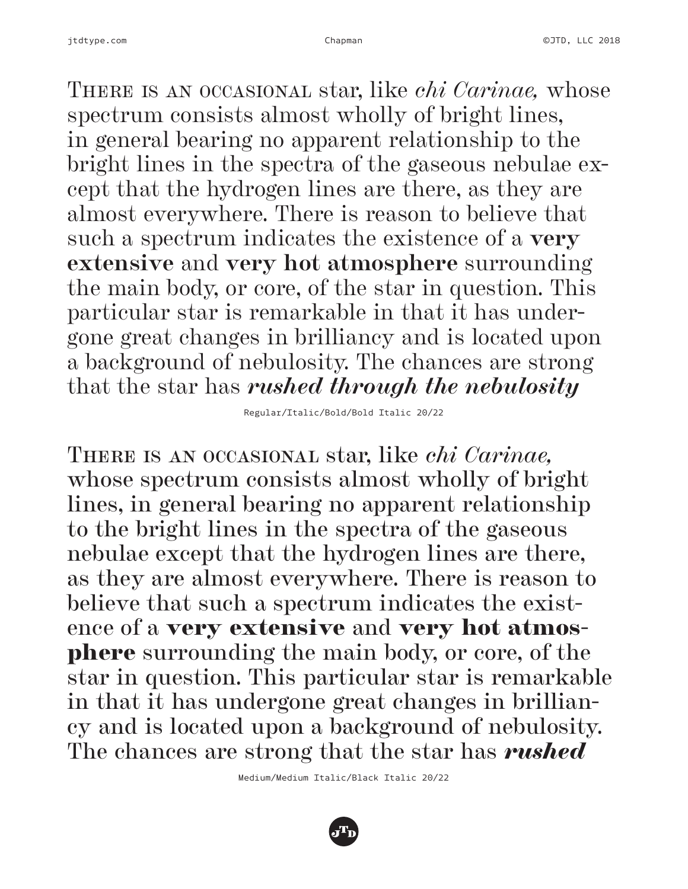There is an occasional star, like *chi Carinae,* whose spectrum consists almost wholly of bright lines, in general bearing no apparent relationship to the bright lines in the spectra of the gaseous nebulae except that the hydrogen lines are there, as they are almost everywhere. There is reason to believe that such a spectrum indicates the existence of a **very extensive** and **very hot atmosphere** surrounding the main body, or core, of the star in question. This particular star is remarkable in that it has undergone great changes in brilliancy and is located upon a background of nebulosity. The chances are strong that the star has ***rushed through the nebulosity***

Regular/Italic/Bold/Bold Italic 20/22

There is an occasional star, like *chi Carinae,* whose spectrum consists almost wholly of bright lines, in general bearing no apparent relationship to the bright lines in the spectra of the gaseous nebulae except that the hydrogen lines are there, as they are almost everywhere. There is reason to believe that such a spectrum indicates the existence of a **very extensive** and **very hot atmosphere** surrounding the main body, or core, of the star in question. This particular star is remarkable in that it has undergone great changes in brilliancy and is located upon a background of nebulosity. The chances are strong that the star has ***rushed***

Medium/Medium Italic/Black Italic 20/22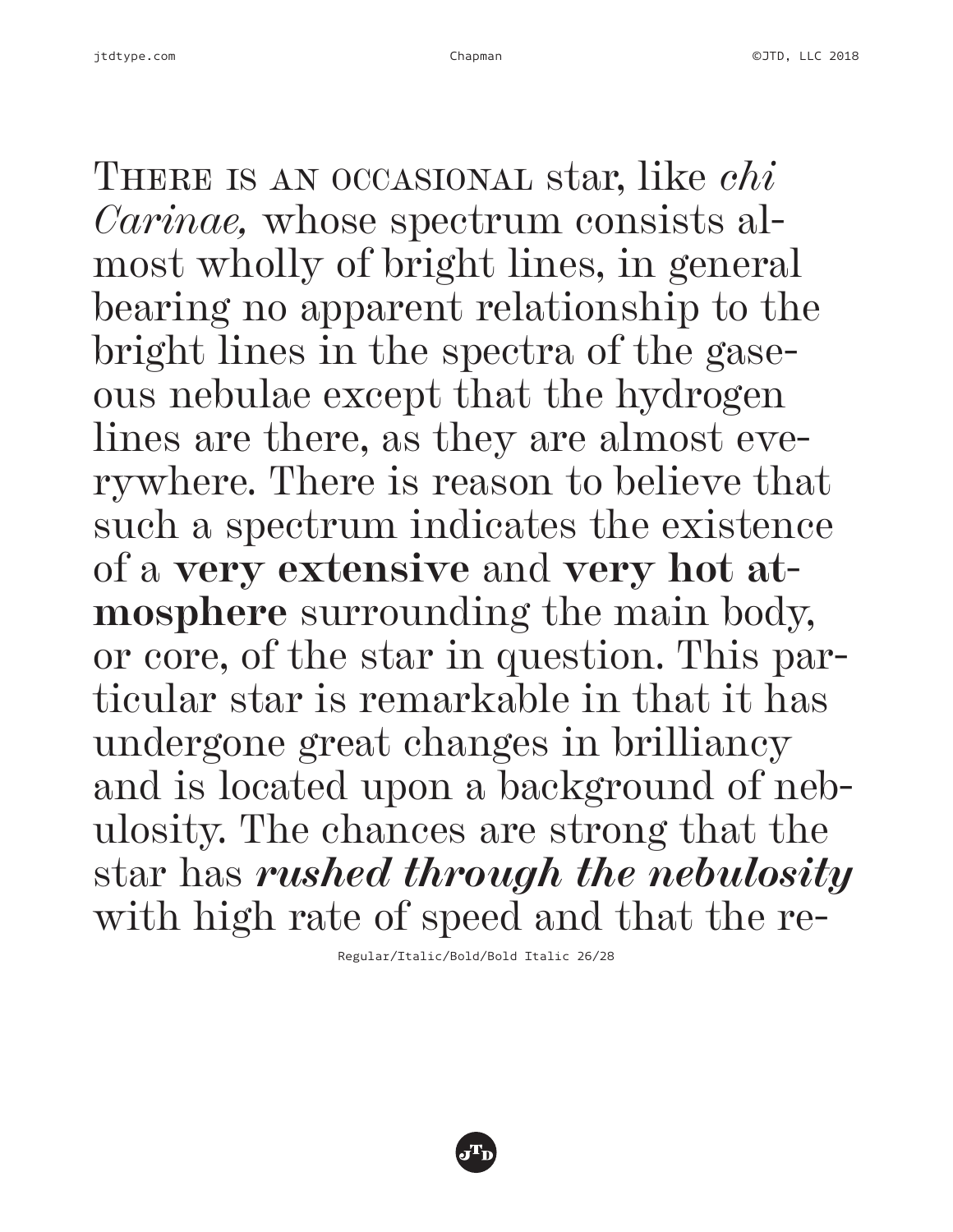THERE IS AN OCCASIONAL star, like *chi Carinae,* whose spectrum consists almost wholly of bright lines, in general bearing no apparent relationship to the bright lines in the spectra of the gaseous nebulae except that the hydrogen lines are there, as they are almost everywhere. There is reason to believe that such a spectrum indicates the existence of a **very extensive** and **very hot atmosphere** surrounding the main body, or core, of the star in question. This particular star is remarkable in that it has undergone great changes in brilliancy and is located upon a background of nebulosity. The chances are strong that the star has ***rushed through the nebulosity*** with high rate of speed and that the re-

Regular/Italic/Bold/Bold Italic 26/28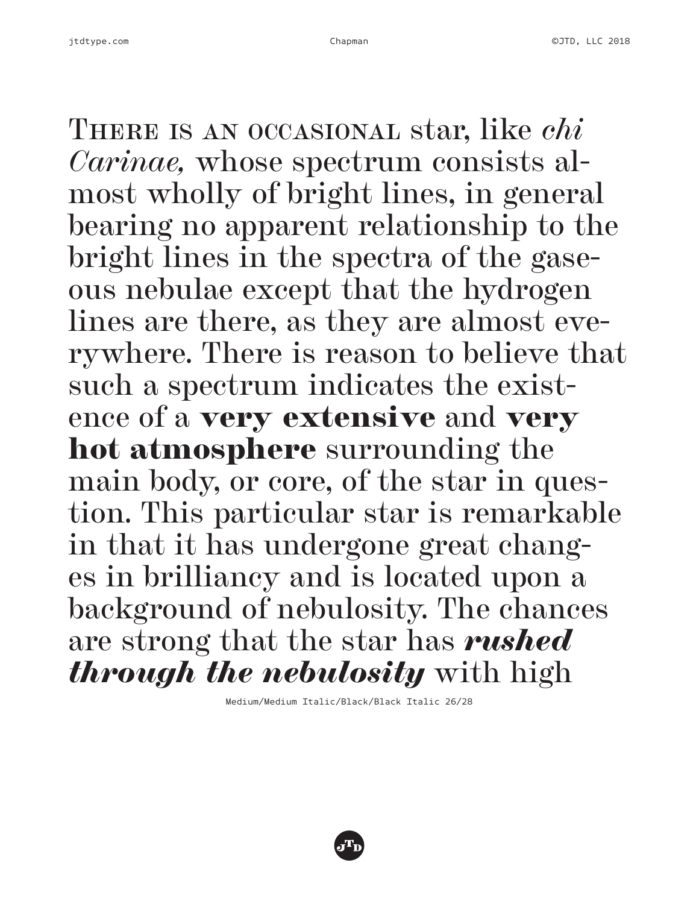There is an occasional star, like *chi Carinae,* whose spectrum consists almost wholly of bright lines, in general bearing no apparent relationship to the bright lines in the spectra of the gaseous nebulae except that the hydrogen lines are there, as they are almost everywhere. There is reason to believe that such a spectrum indicates the existence of a **very extensive** and **very hot atmosphere** surrounding the main body, or core, of the star in question. This particular star is remarkable in that it has undergone great changes in brilliancy and is located upon a background of nebulosity. The chances are strong that the star has ***rushed through the nebulosity*** with high

Medium/Medium Italic/Black/Black Italic 26/28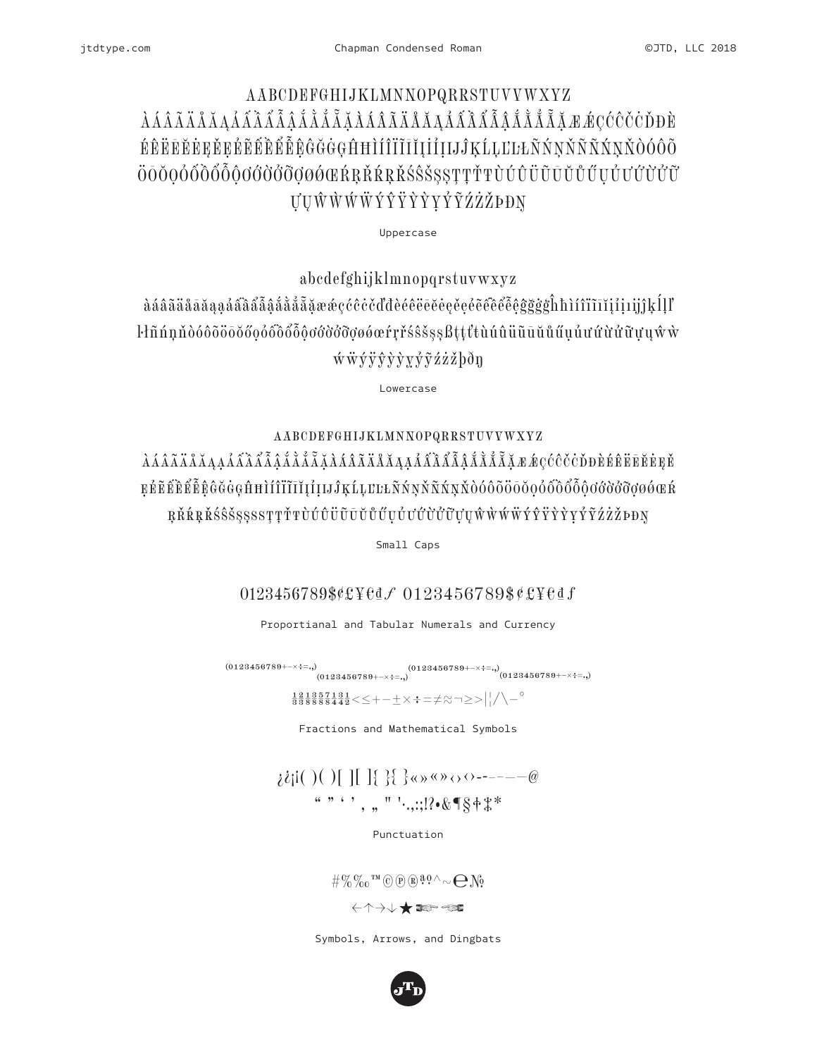# Chapman Condensed Roman

AABCDEFGHIJKLMNNOPQRRSTUVVYWXYZ
ÀÁÂÃÄÅĀĂĄẢẤẦẨẪẬẮẰẲẴẶÀÁÂÃÄÅĀĂĄẢẤẦẨẪẬẮẰẲẴẶÆǼÇĆĈČĊĎĐÈ
ÉÊËĒĔĖĘẸẺẼẾỀỂỄỆĜĞĠĢĤĦÌÍÎÏĨĪĬĮỈỊĲĴĶĹĻĽĿŁÑŃŅŇÑŃŅŇÒÓÔÕ
ÖŌŎŐỌỎỐỒỔỖỘƠỚỜỞỠỢØǾŒŔŖŘŔŖŘŚŜŠŞȘŢȚŤŦÙÚÛÜŨŪŬŮŰŲỤỦƯỨỪỬỮ
ỰŲŴẀẂẄÝŶŸỲỴỶỸŹŻŽÞĐŊ

Uppercase

abcdefghijklmnopqrstuvwxyz
àáâãäåāăąạảấầẩẫậắằẳẵặæǽçćĉčċďđèéêëēĕėęẹẻẽếềểễệĝğġģĥħìíîïĩīĭįỉịıĳĵķĺļľ
ŀłñńņňòóôõöōŏőọỏốồổỗộơớờởỡợøǿœŕŗřśŝšşșßţțťŧùúûüũūŭůűųụủưứừửữựųŵẁ
ẃẅýÿŷỳỵỷỹźżžþðŋ

Lowercase

AABCDEFGHIJKLMNNOPQRRSTUVVYWXYZ
ÀÁÂÃÄÅĀĂĄẠẢẤẦẨẪẬẮẰẲẴẶÀÁÂÃÄÅĀĂĄẢẤẦẨẪẬẮẰẲẴẶÆǼÇĆĈČĊĎĐÈÉÊËĒĔĖĘẸẺ
ẸẺẼẾỀỂỄỆĜĞĠĢĤĦÌÍÎÏĨĪĬĮỈỊĲĴĶĹĻĽĿŁÑŃŅŇÑŃŅŇÒÓÔÕÖŌŎŐỌỎỐỒỔỖỘƠỚỜỞỠỢØǾŒŔ
ŖŘŔŖŘŚŜŠŞȘSSŢȚŤŦÙÚÛÜŨŪŬŮŰŲỤỦƯỨỪỬỮỰŲỤŴẀẂẄÝŶŸỲỴỶỸŹŻŽÞĐŊ

Small Caps

0123456789$¢£¥€₫ƒ 0123456789$¢£¥€₫ƒ

Proportianal and Tabular Numerals and Currency

(0123456789+−×÷=.,) (0123456789+−×÷=.,) (0123456789+−×÷=.,) (0123456789+−×÷=.,)

½⅓⅔¼¾⅛⅜⅝⅞<≤+−±×÷=≠≈¬≥>|¦/\−°

Fractions and Mathematical Symbols

¿¿¡¡()()[][]{}{}«»«»‹›‹›-‐–—―@
" " ' ' , „ " '·.,:;!?•&¶§†‡*

Punctuation

#%‰™©℗®ªº^~℮№

←↑→↓★☛☚

Symbols, Arrows, and Dingbats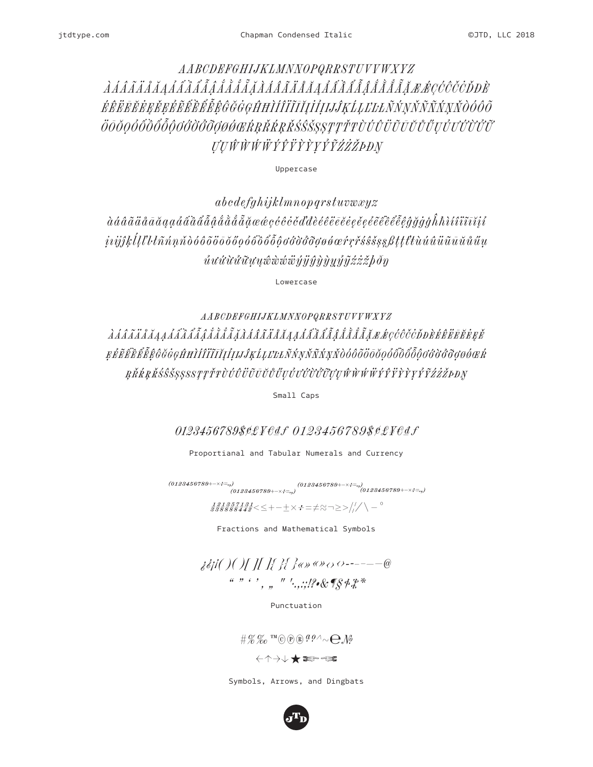AABCDEFGHIJKLMNNOPQRRSTUVVWXYZ
ÀÁÂÃÄÅĀĂĄǺẢẠẤẦẨẪẬẮẰẲẴẶÀÁÂÃÄÅĀĂĄǺẢẠẤẦẨẪẬẮẰẲẴẶÆǼÇĆĈĊČĎĐÈ
ÉÊËĒĔĖĘĚẺẸẼẾỀỂỄỆĜĞĠĢĤĦÌÍÎÏĨĪĬĮİỈỊĲĴĶĹĻĽĿŁÑŃŅŇÑŃŅŇÒÓÔÕ
ÖŌŎŐỌỎỐỒỔỖỘƠỚỜỞỠỢØǾŒŔŖŘŔŖŘŚŜŞŠȘŢŤŦȚÙÚÛÜŨŪŬŮŰŲỦỤƯỨỪỬỮ
ỰỤŴẀẂẄÝŶŸỲỴỶỸŹŻŽÞÐŊ

Uppercase

abcdefghijklmnopqrstuvwxyz
àáâãäåāăąǻảạấầẩẫậắằẳẵặæǽçćĉċčďđèéêëēĕėęěẻẹẽếềểễệĝğġģĥħìíîïĩīĭįi
ỉịıĳĵķĺļľŀłñńņňŉòóôõöōŏőọỏốồổỗộơớờởỡợøǿœŕŗřśŝşšșßţťŧțùúûüũūŭůűų
ủụưứừửữựụŵẁẃẅýÿŷỳỵỷỹźżžþðŋ

Lowercase

AABCDEFGHIJKLMNNOPQRRSTUVVWXYZ
ÀÁÂÃÄÅĀĂĄĄǺẢẠẤẦẨẪẬẮẰẲẴẶÀÁÂÃÄÅĀĂĄĄǺẢẠẤẦẨẪẬẮẰẲẴẶÆǼÇĆĈĊČĎĐÈÉÊËĒĔĖĘĚ
ẸẺẼẾỀỂỄỆĜĞĠĢĤĦÌÍÎÏĨĪĬĮİỈỊĲĴĶĹĻĽĿŁÑŃŅŇÑŃŅŇÒÓÔÕÖŌŎŐỌỎỐỒỔỖỘƠỚỜỞỠỢØǾŒŔ
ŖŘŔŖŘŚŜŞŠȘSSŢŤŦȚÙÚÛÜŨŪŬŮŰŲỦỤƯỨỪỬỮỰỤŴẀẂẄÝŶŸỲỴỶỸŹŻŽÞÐŊ

Small Caps

0123456789$¢£¥€₫ƒ 0123456789$¢£¥€₫ƒ

Proportianal and Tabular Numerals and Currency

(0123456789+−×÷=.,) (0123456789+−×÷=.,) (0123456789+−×÷=.,) (0123456789+−×÷=.,)

½ ¼ ¾ ⅛ ⅜ ⅝ ⅞ ⅓ ⅔ <≤+−±×÷=≠≈¬≥>/|/∕\−°

Fractions and Mathematical Symbols

¿¡¡!( )( )[ ][ ]{ }{ }«»«»‹›‹›-‐–—―@
“ ” ‘ ’ , „ ″ ′·.,:;!?•&¶§†‡*

Punctuation

#%‰™©℗®ªº^~℮№

←↑→↓★☞☜

Symbols, Arrows, and Dingbats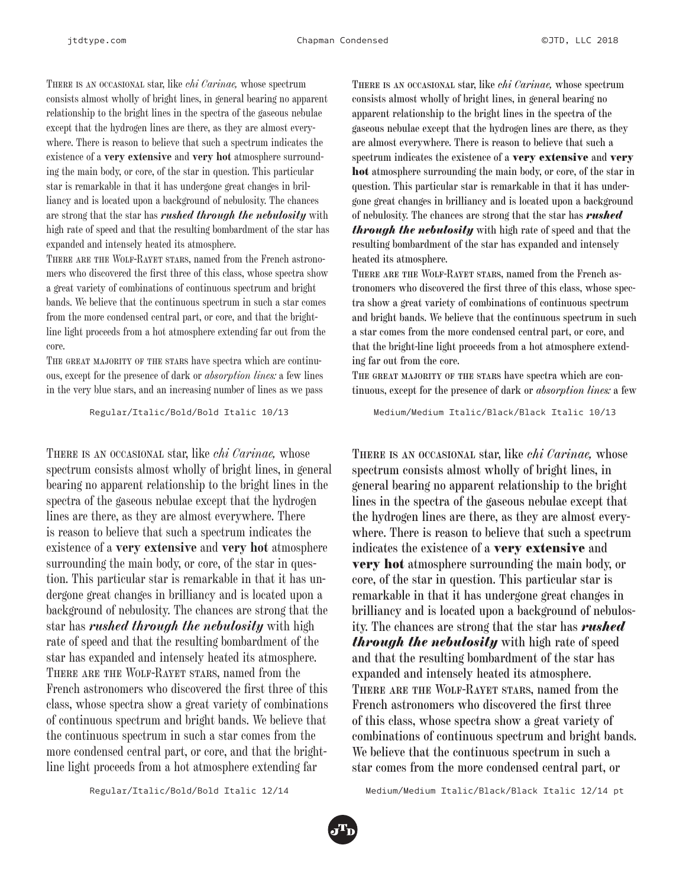There is an occasional star, like *chi Carinae,* whose spectrum consists almost wholly of bright lines, in general bearing no apparent relationship to the bright lines in the spectra of the gaseous nebulae except that the hydrogen lines are there, as they are almost everywhere. There is reason to believe that such a spectrum indicates the existence of a **very extensive** and **very hot** atmosphere surrounding the main body, or core, of the star in question. This particular star is remarkable in that it has undergone great changes in brilliancy and is located upon a background of nebulosity. The chances are strong that the star has ***rushed through the nebulosity*** with high rate of speed and that the resulting bombardment of the star has expanded and intensely heated its atmosphere.
There are the Wolf-Rayet stars, named from the French astronomers who discovered the first three of this class, whose spectra show a great variety of combinations of continuous spectrum and bright bands. We believe that the continuous spectrum in such a star comes from the more condensed central part, or core, and that the bright-line light proceeds from a hot atmosphere extending far out from the core.
The great majority of the stars have spectra which are continuous, except for the presence of dark or *absorption lines:* a few lines in the very blue stars, and an increasing number of lines as we pass

Regular/Italic/Bold/Bold Italic 10/13

There is an occasional star, like *chi Carinae,* whose spectrum consists almost wholly of bright lines, in general bearing no apparent relationship to the bright lines in the spectra of the gaseous nebulae except that the hydrogen lines are there, as they are almost everywhere. There is reason to believe that such a spectrum indicates the existence of a **very extensive** and **very hot** atmosphere surrounding the main body, or core, of the star in question. This particular star is remarkable in that it has undergone great changes in brilliancy and is located upon a background of nebulosity. The chances are strong that the star has ***rushed through the nebulosity*** with high rate of speed and that the resulting bombardment of the star has expanded and intensely heated its atmosphere.
There are the Wolf-Rayet stars, named from the French astronomers who discovered the first three of this class, whose spectra show a great variety of combinations of continuous spectrum and bright bands. We believe that the continuous spectrum in such a star comes from the more condensed central part, or core, and that the bright-line light proceeds from a hot atmosphere extending far out from the core.
The great majority of the stars have spectra which are continuous, except for the presence of dark or *absorption lines:* a few

Medium/Medium Italic/Black/Black Italic 10/13

There is an occasional star, like *chi Carinae,* whose spectrum consists almost wholly of bright lines, in general bearing no apparent relationship to the bright lines in the spectra of the gaseous nebulae except that the hydrogen lines are there, as they are almost everywhere. There is reason to believe that such a spectrum indicates the existence of a **very extensive** and **very hot** atmosphere surrounding the main body, or core, of the star in question. This particular star is remarkable in that it has undergone great changes in brilliancy and is located upon a background of nebulosity. The chances are strong that the star has ***rushed through the nebulosity*** with high rate of speed and that the resulting bombardment of the star has expanded and intensely heated its atmosphere.
There are the Wolf-Rayet stars, named from the French astronomers who discovered the first three of this class, whose spectra show a great variety of combinations of continuous spectrum and bright bands. We believe that the continuous spectrum in such a star comes from the more condensed central part, or core, and that the bright-line light proceeds from a hot atmosphere extending far

Regular/Italic/Bold/Bold Italic 12/14

There is an occasional star, like *chi Carinae,* whose spectrum consists almost wholly of bright lines, in general bearing no apparent relationship to the bright lines in the spectra of the gaseous nebulae except that the hydrogen lines are there, as they are almost everywhere. There is reason to believe that such a spectrum indicates the existence of a **very extensive** and **very hot** atmosphere surrounding the main body, or core, of the star in question. This particular star is remarkable in that it has undergone great changes in brilliancy and is located upon a background of nebulosity. The chances are strong that the star has ***rushed through the nebulosity*** with high rate of speed and that the resulting bombardment of the star has expanded and intensely heated its atmosphere.
There are the Wolf-Rayet stars, named from the French astronomers who discovered the first three of this class, whose spectra show a great variety of combinations of continuous spectrum and bright bands. We believe that the continuous spectrum in such a star comes from the more condensed central part, or

Medium/Medium Italic/Black/Black Italic 12/14 pt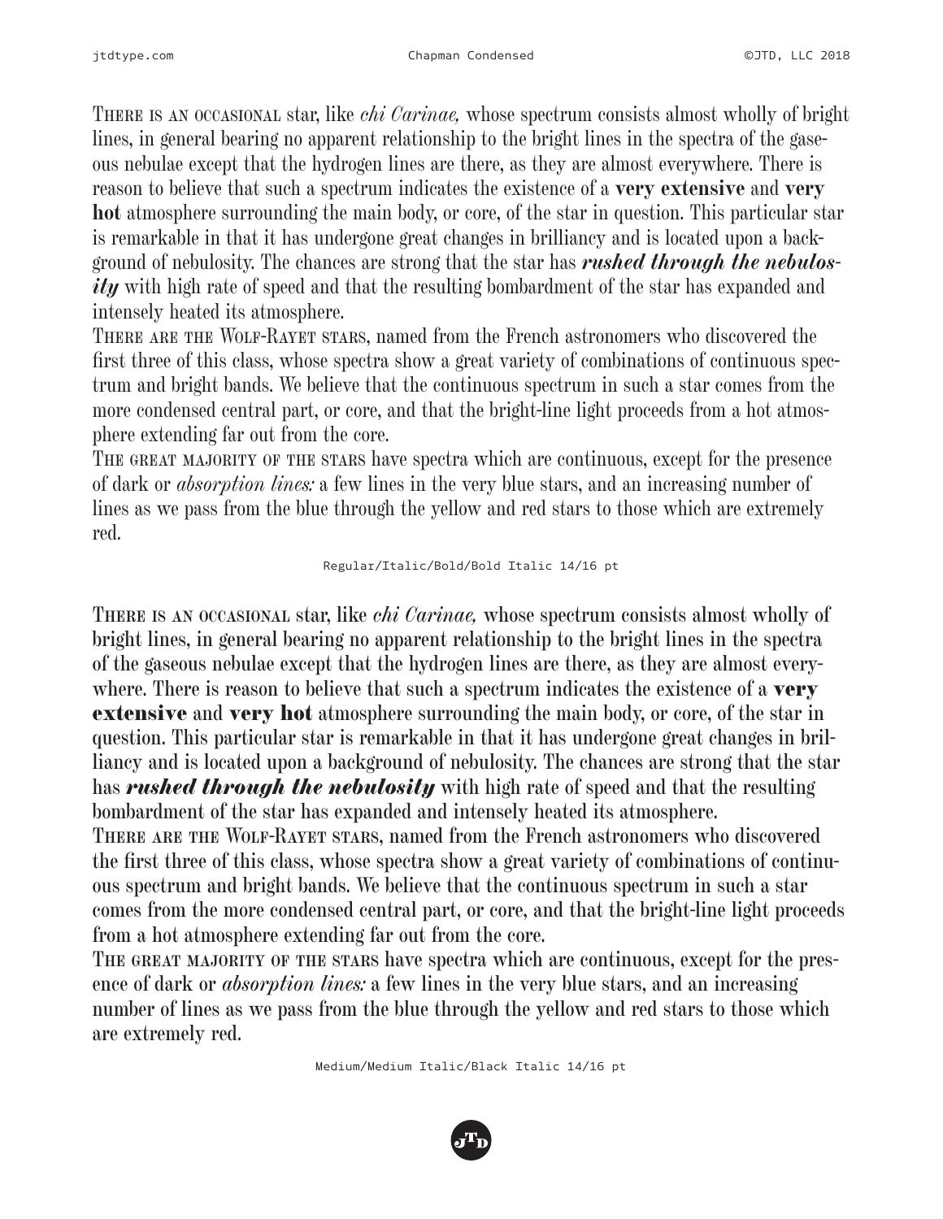There is an occasional star, like *chi Carinae,* whose spectrum consists almost wholly of bright lines, in general bearing no apparent relationship to the bright lines in the spectra of the gaseous nebulae except that the hydrogen lines are there, as they are almost everywhere. There is reason to believe that such a spectrum indicates the existence of a **very extensive** and **very hot** atmosphere surrounding the main body, or core, of the star in question. This particular star is remarkable in that it has undergone great changes in brilliancy and is located upon a background of nebulosity. The chances are strong that the star has ***rushed through the nebulosity*** with high rate of speed and that the resulting bombardment of the star has expanded and intensely heated its atmosphere.

There are the Wolf-Rayet stars, named from the French astronomers who discovered the first three of this class, whose spectra show a great variety of combinations of continuous spectrum and bright bands. We believe that the continuous spectrum in such a star comes from the more condensed central part, or core, and that the bright-line light proceeds from a hot atmosphere extending far out from the core.

The great majority of the stars have spectra which are continuous, except for the presence of dark or *absorption lines:* a few lines in the very blue stars, and an increasing number of lines as we pass from the blue through the yellow and red stars to those which are extremely red.

Regular/Italic/Bold/Bold Italic 14/16 pt

There is an occasional star, like *chi Carinae,* whose spectrum consists almost wholly of bright lines, in general bearing no apparent relationship to the bright lines in the spectra of the gaseous nebulae except that the hydrogen lines are there, as they are almost everywhere. There is reason to believe that such a spectrum indicates the existence of a **very extensive** and **very hot** atmosphere surrounding the main body, or core, of the star in question. This particular star is remarkable in that it has undergone great changes in brilliancy and is located upon a background of nebulosity. The chances are strong that the star has ***rushed through the nebulosity*** with high rate of speed and that the resulting bombardment of the star has expanded and intensely heated its atmosphere.

There are the Wolf-Rayet stars, named from the French astronomers who discovered the first three of this class, whose spectra show a great variety of combinations of continuous spectrum and bright bands. We believe that the continuous spectrum in such a star comes from the more condensed central part, or core, and that the bright-line light proceeds from a hot atmosphere extending far out from the core.

The great majority of the stars have spectra which are continuous, except for the presence of dark or *absorption lines:* a few lines in the very blue stars, and an increasing number of lines as we pass from the blue through the yellow and red stars to those which are extremely red.

Medium/Medium Italic/Black Italic 14/16 pt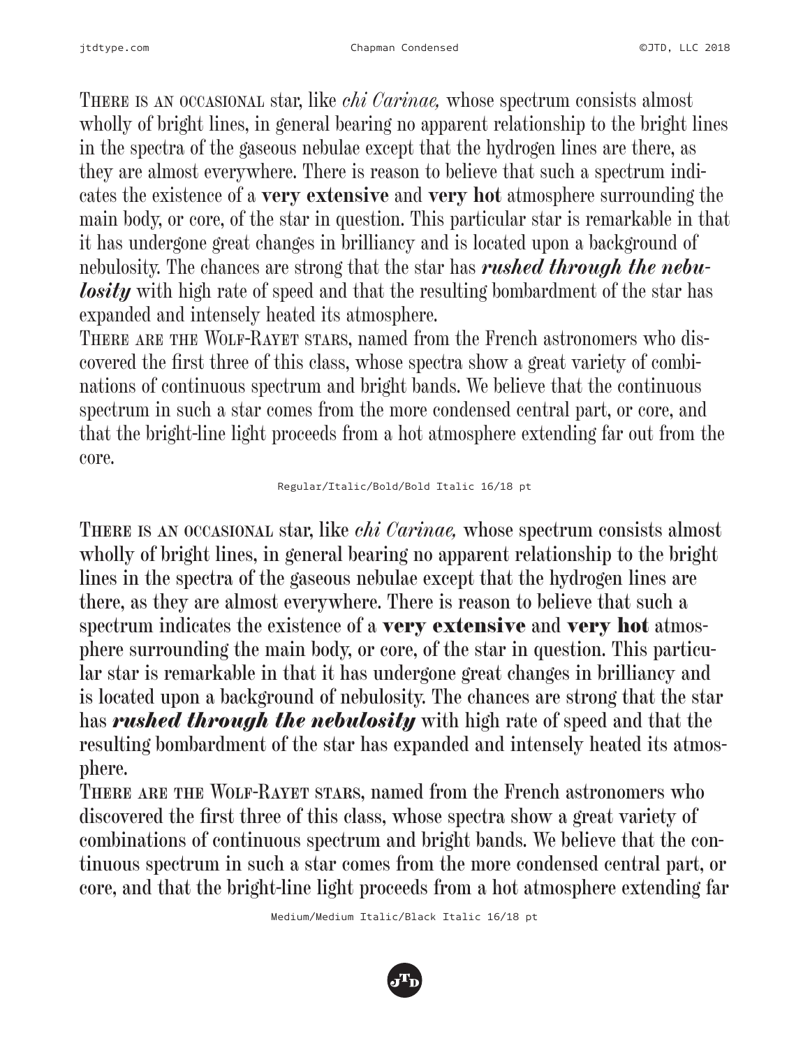There is an occasional star, like *chi Carinae,* whose spectrum consists almost wholly of bright lines, in general bearing no apparent relationship to the bright lines in the spectra of the gaseous nebulae except that the hydrogen lines are there, as they are almost everywhere. There is reason to believe that such a spectrum indicates the existence of a **very extensive** and **very hot** atmosphere surrounding the main body, or core, of the star in question. This particular star is remarkable in that it has undergone great changes in brilliancy and is located upon a background of nebulosity. The chances are strong that the star has ***rushed through the nebulosity*** with high rate of speed and that the resulting bombardment of the star has expanded and intensely heated its atmosphere.

There are the Wolf-Rayet stars, named from the French astronomers who discovered the first three of this class, whose spectra show a great variety of combinations of continuous spectrum and bright bands. We believe that the continuous spectrum in such a star comes from the more condensed central part, or core, and that the bright-line light proceeds from a hot atmosphere extending far out from the core.

Regular/Italic/Bold/Bold Italic 16/18 pt

There is an occasional star, like *chi Carinae,* whose spectrum consists almost wholly of bright lines, in general bearing no apparent relationship to the bright lines in the spectra of the gaseous nebulae except that the hydrogen lines are there, as they are almost everywhere. There is reason to believe that such a spectrum indicates the existence of a **very extensive** and **very hot** atmosphere surrounding the main body, or core, of the star in question. This particular star is remarkable in that it has undergone great changes in brilliancy and is located upon a background of nebulosity. The chances are strong that the star has ***rushed through the nebulosity*** with high rate of speed and that the resulting bombardment of the star has expanded and intensely heated its atmosphere.

There are the Wolf-Rayet stars, named from the French astronomers who discovered the first three of this class, whose spectra show a great variety of combinations of continuous spectrum and bright bands. We believe that the continuous spectrum in such a star comes from the more condensed central part, or core, and that the bright-line light proceeds from a hot atmosphere extending far

Medium/Medium Italic/Black Italic 16/18 pt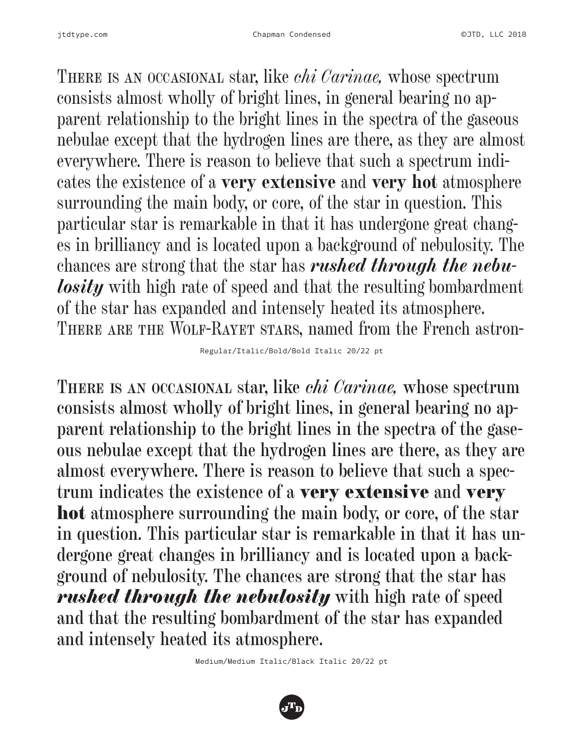There is an occasional star, like *chi Carinae,* whose spectrum consists almost wholly of bright lines, in general bearing no apparent relationship to the bright lines in the spectra of the gaseous nebulae except that the hydrogen lines are there, as they are almost everywhere. There is reason to believe that such a spectrum indicates the existence of a **very extensive** and **very hot** atmosphere surrounding the main body, or core, of the star in question. This particular star is remarkable in that it has undergone great changes in brilliancy and is located upon a background of nebulosity. The chances are strong that the star has ***rushed through the nebulosity*** with high rate of speed and that the resulting bombardment of the star has expanded and intensely heated its atmosphere. There are the Wolf-Rayet stars, named from the French astron-

Regular/Italic/Bold/Bold Italic 20/22 pt

There is an occasional star, like *chi Carinae,* whose spectrum consists almost wholly of bright lines, in general bearing no apparent relationship to the bright lines in the spectra of the gaseous nebulae except that the hydrogen lines are there, as they are almost everywhere. There is reason to believe that such a spectrum indicates the existence of a **very extensive** and **very hot** atmosphere surrounding the main body, or core, of the star in question. This particular star is remarkable in that it has undergone great changes in brilliancy and is located upon a background of nebulosity. The chances are strong that the star has ***rushed through the nebulosity*** with high rate of speed and that the resulting bombardment of the star has expanded and intensely heated its atmosphere.

Medium/Medium Italic/Black Italic 20/22 pt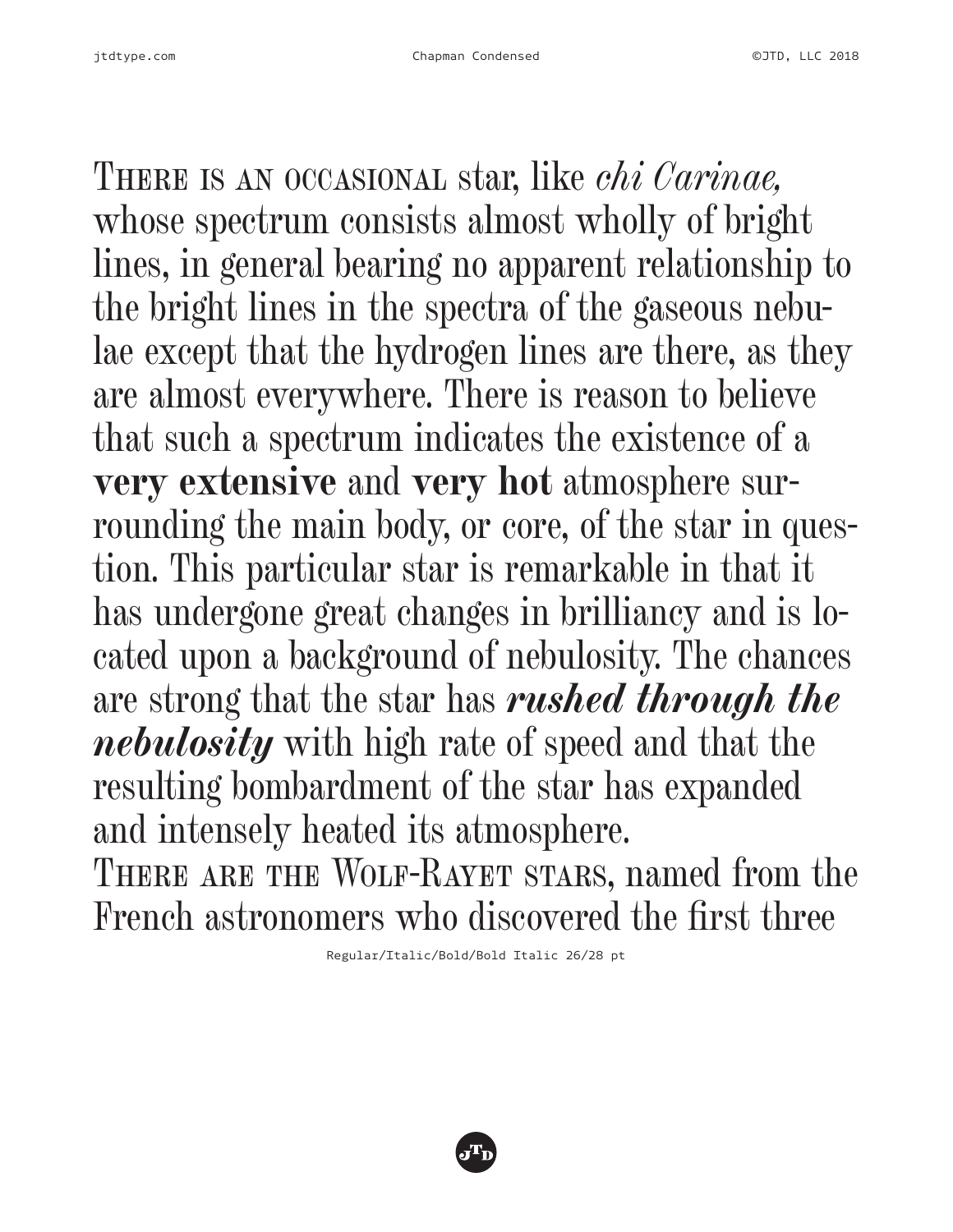There is an occasional star, like *chi Carinae,* whose spectrum consists almost wholly of bright lines, in general bearing no apparent relationship to the bright lines in the spectra of the gaseous nebulae except that the hydrogen lines are there, as they are almost everywhere. There is reason to believe that such a spectrum indicates the existence of a **very extensive** and **very hot** atmosphere surrounding the main body, or core, of the star in question. This particular star is remarkable in that it has undergone great changes in brilliancy and is located upon a background of nebulosity. The chances are strong that the star has ***rushed through the nebulosity*** with high rate of speed and that the resulting bombardment of the star has expanded and intensely heated its atmosphere.

There are the Wolf-Rayet stars, named from the French astronomers who discovered the first three

Regular/Italic/Bold/Bold Italic 26/28 pt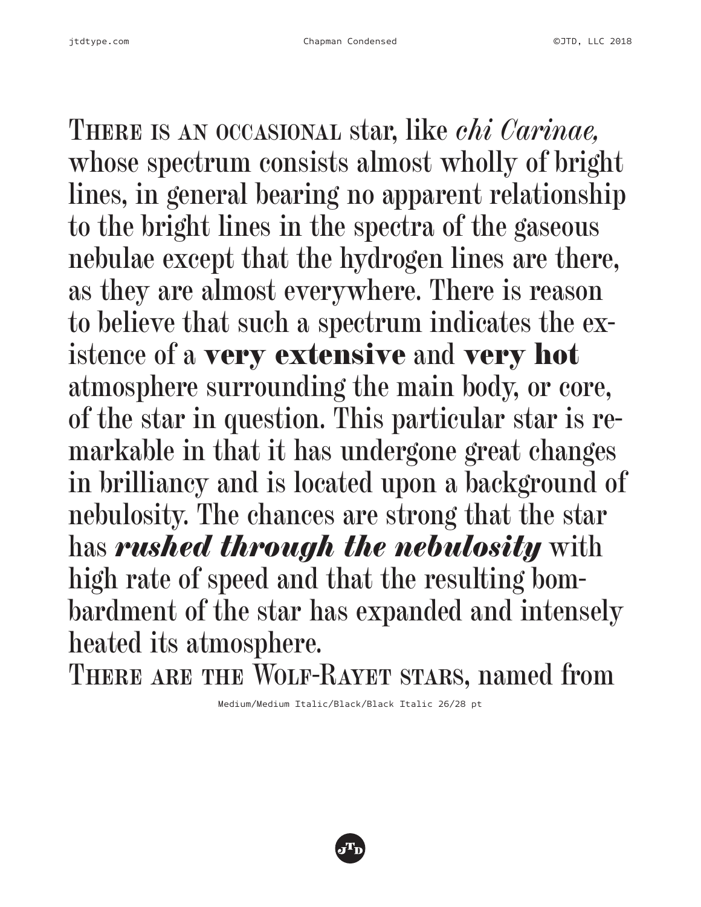THERE IS AN OCCASIONAL star, like *chi Carinae,* whose spectrum consists almost wholly of bright lines, in general bearing no apparent relationship to the bright lines in the spectra of the gaseous nebulae except that the hydrogen lines are there, as they are almost everywhere. There is reason to believe that such a spectrum indicates the existence of a **very extensive** and **very hot** atmosphere surrounding the main body, or core, of the star in question. This particular star is remarkable in that it has undergone great changes in brilliancy and is located upon a background of nebulosity. The chances are strong that the star has ***rushed through the nebulosity*** with high rate of speed and that the resulting bombardment of the star has expanded and intensely heated its atmosphere.

THERE ARE THE WOLF-RAYET STARS, named from

Medium/Medium Italic/Black/Black Italic 26/28 pt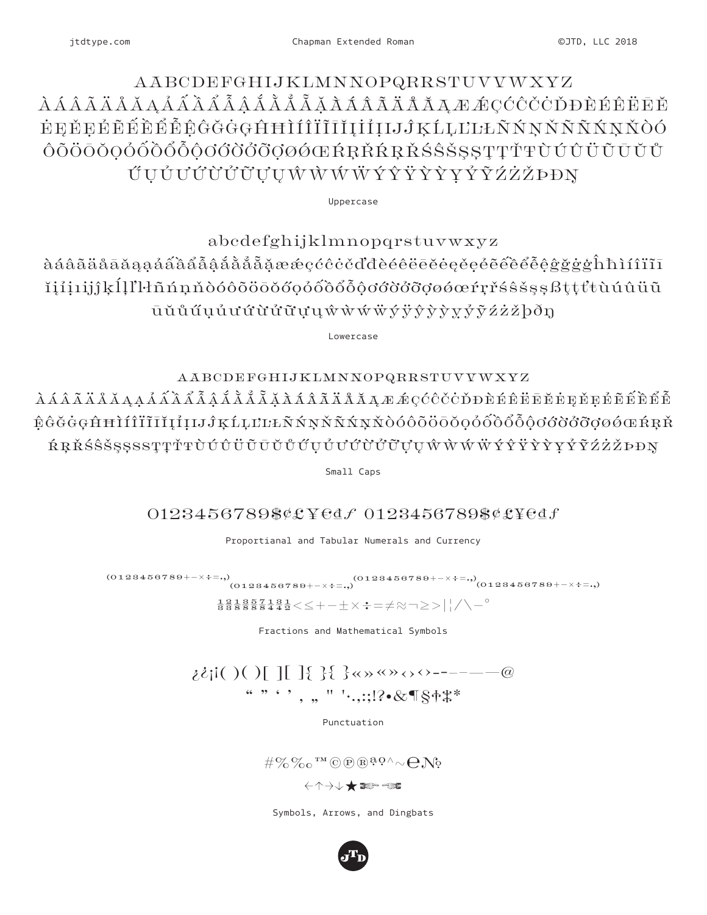AÄBCDEFGHIJKLMNNOPQRRSTUVVYWXYZ
ÀÁÂÃÄÅĀĂĄẢẤẦẨẪẬẮẰẲẴẶÀÁÂÃÄÅĀĂĄÆǼÇĆĈČĊĎĐÈÉÊËĒĔ
ĖĘĚẸẺẼẾỀỂỄỆĜĞĠĢĤĦÌÍÎÏĨĪĬĮİỈỊĲĴĶĹĻĽĿŁÑŃŅŇÑÑŃŅŇÒÓ
ÔÕÖŌŎỌỎỐỒỔỖỘƠỚỜỞỠỢØǾŒŔŖŘŔŖŘŚŜŠŞȘŢŤŦÙÚÛÜŨŪŬŮ
ŰŲỦƯỨỪỬỮỰỤŴẀẂẄÝŶŸỲỴỶỸŹŻŽÞĐŊ

Uppercase

abcdefghijklmnopqrstuvwxyz
àáâãäåāăąạảấầẩẫậắằẳẵặæǽçćĉċčďđèéêëēĕėęěẹẻẽếềểễệĝğġģĥħìíîïĩī
ĭįỉịıĳĵķĺļľŀłñńņňòóôõöōŏőọỏốồổỗộơớờởỡợøǿœŕŗřśŝšşșßţțťŧùúûüũ
ūŭůűųủưứừửữựụŵẁẃẅýŷÿỳỵỷỹźżžþðŋ

Lowercase

AÄBCDEFGHIJKLMNNOPQRRSTUVVYWXYZ
ÀÁÂÃÄÅĀĂĄẠẢẤẦẨẪẬẮẰẲẴẶÀÁÂÃÄÅĀĂĄÆǼÇĆĈČĊĎĐÈÉÊËĒĔĖĘĚẸẺẼẾỀỂỄ
ỆĜĞĠĢĤĦÌÍÎÏĨĪĬĮİỈỊĲĴĶĹĻĽĿŁÑŃŅŇÑŃŅŇÒÓÔÕÖŌŎỌỎỐỒỔỖỘƠỚỜỞỠỢØǾŒŔŖŘ
ŔŖŘŚŜŠŞȘSSŢȚŤŦÙÚÛÜŨŪŬŮŰŲỦƯỨỪỬỮỰỤŴẀẂẄÝŶŸỲỴỶỸŹŻŽÞĐŊ

Small Caps

0123456789$¢£¥€₫ƒ 0123456789$¢£¥€₫ƒ

Proportianal and Tabular Numerals and Currency

(0123456789+−×÷=.,) (0123456789+−×÷=.,) (0123456789+−×÷=.,) (0123456789+−×÷=.,)

½ ⅓ ⅔ ⅛ ⅜ ⅝ ⅞ ¼ ¾ <≤+−±×÷=≠≈¬≥>|¦/\−°

Fractions and Mathematical Symbols

¿¿¡¡( )( )[ ][ ]{ }{ }«»«»‹›‹›-‐–—―@
“ ” ‘ ’ , „ " '·.,:;!?•&¶§†‡*

Punctuation

#%‰™©℗®ªº^~℮№

←↑→↓★☛☚

Symbols, Arrows, and Dingbats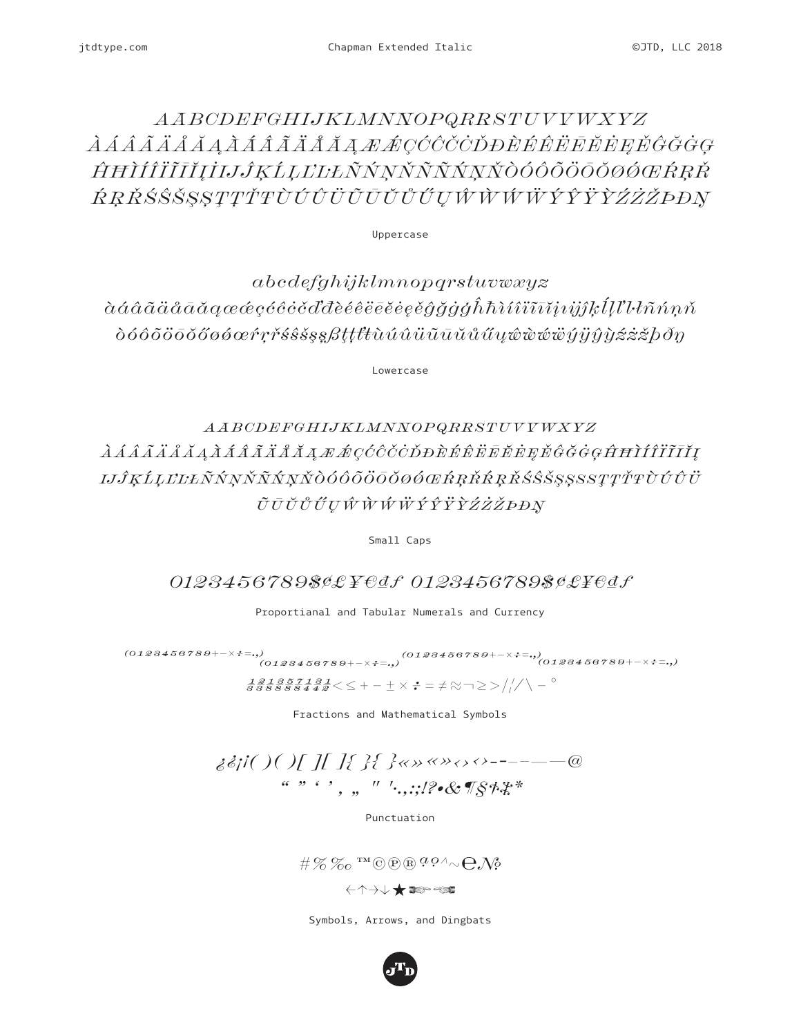AABCDEFGHIJKLMNNOPQRRSTUVVWXYZ
ÀÁÂÃÄÅĀĂĄÀÁÂÃÄÅĀĂĄÆǼÇĆĈČĊĎĐÈÉÊËĒĔĖĘĚĜĞĠĢ
ĤĦÌÍÎÏĨĪĬĮİIJĴĶĹĻĽĿŁÑŃŅŇÑŃŅŇÒÓÔÕÖŌŎØǾŒŔŖŘ
ŔŖŘŚŜŠŞȘŢȚŤŦÙÚÛÜŨŪŬŮŰŲŴẀẂẄÝŶŸỲŹŻŽÞĐŊ

Uppercase

abcdefghijklmnopqrstuvwxyz
àáâãäåāăąæǽçćĉċčďđèéêëēĕėęěĝğġģĥħìíîïĩīĭįıĳĵķĺļľŀłñńņň
òóôõöōŏőøǿœŕŗřśŝšşșßţțťŧùúûüũūŭůűųŵẁẃẅýŷÿỳźżžþðŋ

Lowercase

AABCDEFGHIJKLMNNOPQRRSTUVVWXYZ
ÀÁÂÃÄÅĀĂĄÀÁÂÃÄÅĀĂĄÆǼÇĆĈČĊĎĐÈÉÊËĒĔĖĘĚĜĞĠĢĤĦÌÍÎÏĨĪĬĮ
IJĴĶĹĻĽĿŁÑŃŅŇÑŃŅŇÒÓÔÕÖŌŎØǾŒŔŖŘŔŖŘŚŜŠŞȘSSŢȚŤŦÙÚÛÜ
ŨŪŬŮŰŲŴẀẂẄÝŶŸỲŹŻŽÞĐŊ

Small Caps

0123456789$¢£¥€₫ƒ 0123456789$¢£¥€₫ƒ

Proportianal and Tabular Numerals and Currency

(0123456789+−×÷=.,) (0123456789+−×÷=.,) (0123456789+−×÷=.,) (0123456789+−×÷=.,)

½ ⅓ ⅔ ⅛ ⅜ ⅝ ⅞ ¼ ¾ ½ < ≤ + − ± × ÷ = ≠ ≈ ¬ ≥ > / ¦ / \ − °

Fractions and Mathematical Symbols

¿¿¡¡( )( )[ ][ ]{ }{ }«»«»‹›‹›--‐–—―@
" " ' ' , „ ″ ′·.,:;!?•&¶§†‡*

Punctuation

#%‰™©℗®ªº^~℮№

←↑→↓★☞☜

Symbols, Arrows, and Dingbats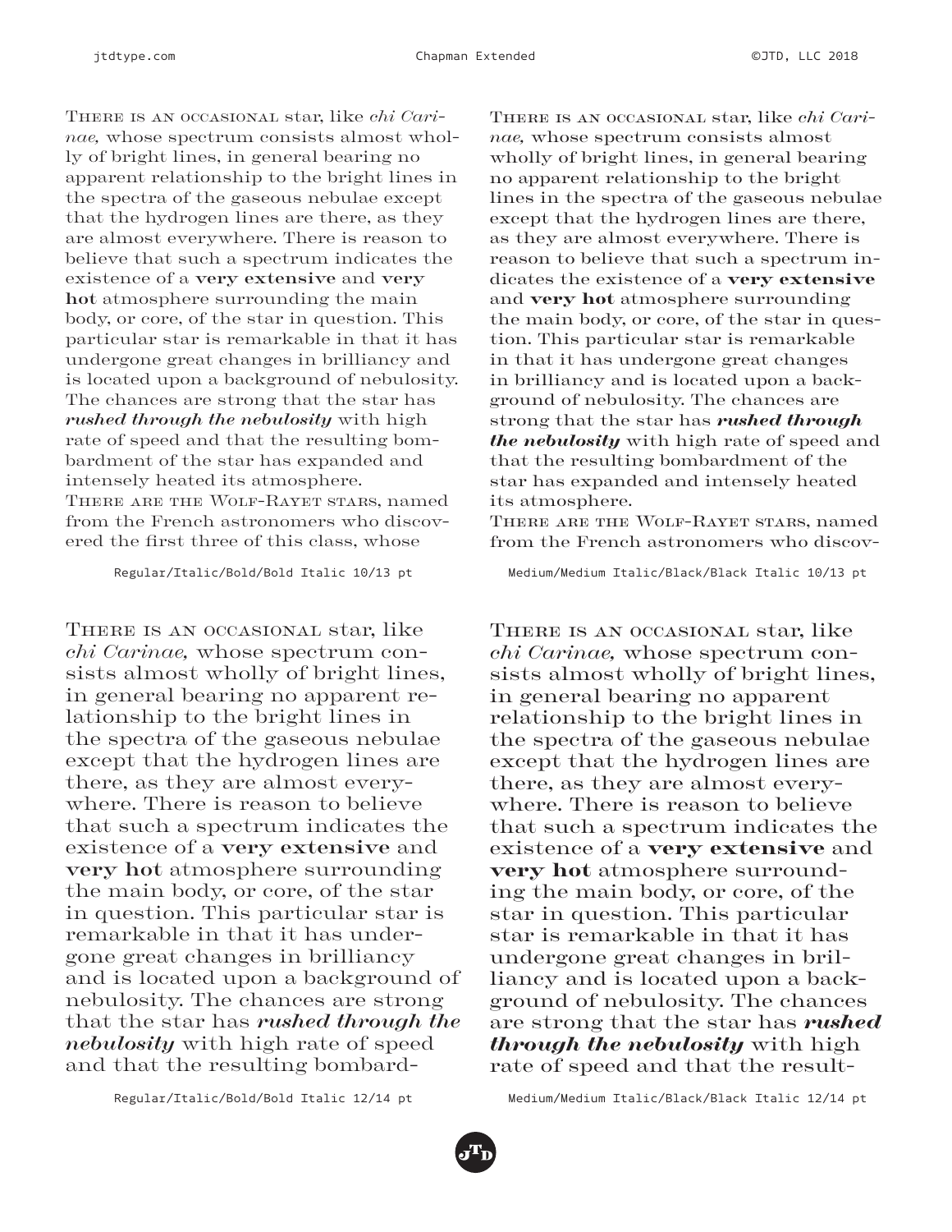There is an occasional star, like *chi Carinae,* whose spectrum consists almost wholly of bright lines, in general bearing no apparent relationship to the bright lines in the spectra of the gaseous nebulae except that the hydrogen lines are there, as they are almost everywhere. There is reason to believe that such a spectrum indicates the existence of a **very extensive** and **very hot** atmosphere surrounding the main body, or core, of the star in question. This particular star is remarkable in that it has undergone great changes in brilliancy and is located upon a background of nebulosity. The chances are strong that the star has ***rushed through the nebulosity*** with high rate of speed and that the resulting bombardment of the star has expanded and intensely heated its atmosphere.
There are the Wolf-Rayet stars, named from the French astronomers who discovered the first three of this class, whose

Regular/Italic/Bold/Bold Italic 10/13 pt

There is an occasional star, like *chi Carinae,* whose spectrum consists almost wholly of bright lines, in general bearing no apparent relationship to the bright lines in the spectra of the gaseous nebulae except that the hydrogen lines are there, as they are almost everywhere. There is reason to believe that such a spectrum indicates the existence of a **very extensive** and **very hot** atmosphere surrounding the main body, or core, of the star in question. This particular star is remarkable in that it has undergone great changes in brilliancy and is located upon a background of nebulosity. The chances are strong that the star has ***rushed through the nebulosity*** with high rate of speed and that the resulting bombardment of the star has expanded and intensely heated its atmosphere.
There are the Wolf-Rayet stars, named from the French astronomers who discov-

Medium/Medium Italic/Black/Black Italic 10/13 pt

There is an occasional star, like *chi Carinae,* whose spectrum consists almost wholly of bright lines, in general bearing no apparent relationship to the bright lines in the spectra of the gaseous nebulae except that the hydrogen lines are there, as they are almost everywhere. There is reason to believe that such a spectrum indicates the existence of a **very extensive** and **very hot** atmosphere surrounding the main body, or core, of the star in question. This particular star is remarkable in that it has undergone great changes in brilliancy and is located upon a background of nebulosity. The chances are strong that the star has ***rushed through the nebulosity*** with high rate of speed and that the resulting bombard-

Regular/Italic/Bold/Bold Italic 12/14 pt

There is an occasional star, like *chi Carinae,* whose spectrum consists almost wholly of bright lines, in general bearing no apparent relationship to the bright lines in the spectra of the gaseous nebulae except that the hydrogen lines are there, as they are almost everywhere. There is reason to believe that such a spectrum indicates the existence of a **very extensive** and **very hot** atmosphere surrounding the main body, or core, of the star in question. This particular star is remarkable in that it has undergone great changes in brilliancy and is located upon a background of nebulosity. The chances are strong that the star has ***rushed through the nebulosity*** with high rate of speed and that the result-

Medium/Medium Italic/Black/Black Italic 12/14 pt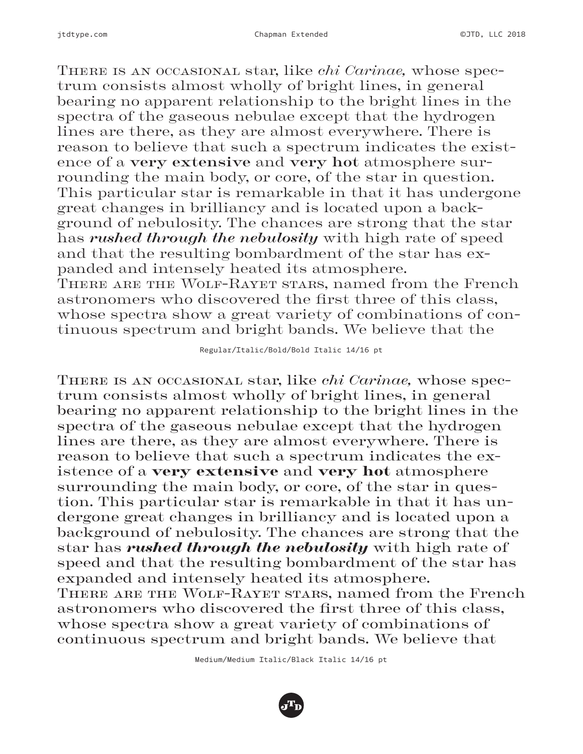There is an occasional star, like *chi Carinae,* whose spectrum consists almost wholly of bright lines, in general bearing no apparent relationship to the bright lines in the spectra of the gaseous nebulae except that the hydrogen lines are there, as they are almost everywhere. There is reason to believe that such a spectrum indicates the existence of a **very extensive** and **very hot** atmosphere surrounding the main body, or core, of the star in question. This particular star is remarkable in that it has undergone great changes in brilliancy and is located upon a background of nebulosity. The chances are strong that the star has ***rushed through the nebulosity*** with high rate of speed and that the resulting bombardment of the star has expanded and intensely heated its atmosphere.
There are the Wolf-Rayet stars, named from the French astronomers who discovered the first three of this class, whose spectra show a great variety of combinations of continuous spectrum and bright bands. We believe that the

Regular/Italic/Bold/Bold Italic 14/16 pt

There is an occasional star, like *chi Carinae,* whose spectrum consists almost wholly of bright lines, in general bearing no apparent relationship to the bright lines in the spectra of the gaseous nebulae except that the hydrogen lines are there, as they are almost everywhere. There is reason to believe that such a spectrum indicates the existence of a **very extensive** and **very hot** atmosphere surrounding the main body, or core, of the star in question. This particular star is remarkable in that it has undergone great changes in brilliancy and is located upon a background of nebulosity. The chances are strong that the star has ***rushed through the nebulosity*** with high rate of speed and that the resulting bombardment of the star has expanded and intensely heated its atmosphere.
There are the Wolf-Rayet stars, named from the French astronomers who discovered the first three of this class, whose spectra show a great variety of combinations of continuous spectrum and bright bands. We believe that

Medium/Medium Italic/Black Italic 14/16 pt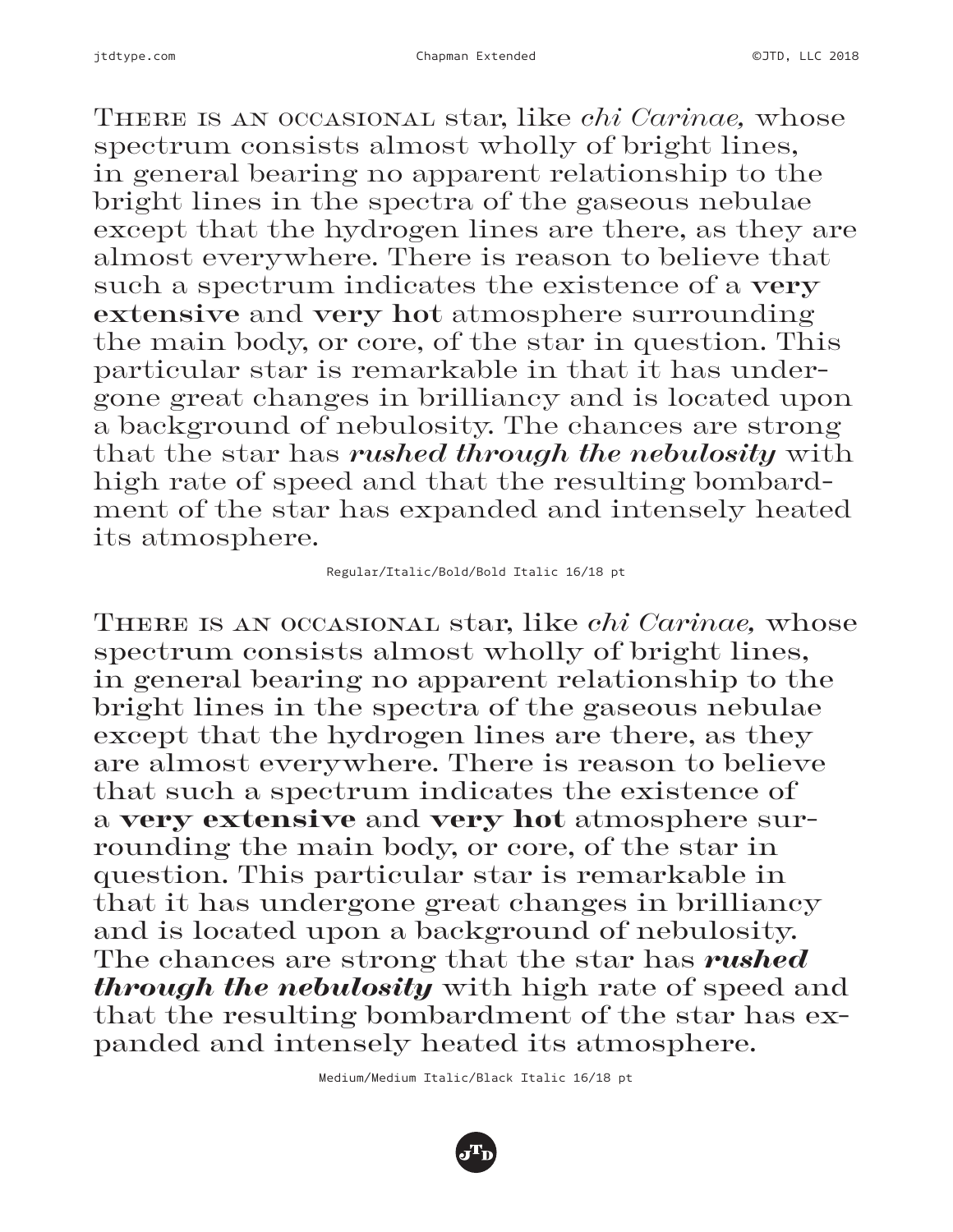There is an occasional star, like *chi Carinae,* whose spectrum consists almost wholly of bright lines, in general bearing no apparent relationship to the bright lines in the spectra of the gaseous nebulae except that the hydrogen lines are there, as they are almost everywhere. There is reason to believe that such a spectrum indicates the existence of a **very extensive** and **very hot** atmosphere surrounding the main body, or core, of the star in question. This particular star is remarkable in that it has undergone great changes in brilliancy and is located upon a background of nebulosity. The chances are strong that the star has ***rushed through the nebulosity*** with high rate of speed and that the resulting bombardment of the star has expanded and intensely heated its atmosphere.

Regular/Italic/Bold/Bold Italic 16/18 pt

There is an occasional star, like *chi Carinae,* whose spectrum consists almost wholly of bright lines, in general bearing no apparent relationship to the bright lines in the spectra of the gaseous nebulae except that the hydrogen lines are there, as they are almost everywhere. There is reason to believe that such a spectrum indicates the existence of a **very extensive** and **very hot** atmosphere surrounding the main body, or core, of the star in question. This particular star is remarkable in that it has undergone great changes in brilliancy and is located upon a background of nebulosity. The chances are strong that the star has ***rushed through the nebulosity*** with high rate of speed and that the resulting bombardment of the star has expanded and intensely heated its atmosphere.

Medium/Medium Italic/Black Italic 16/18 pt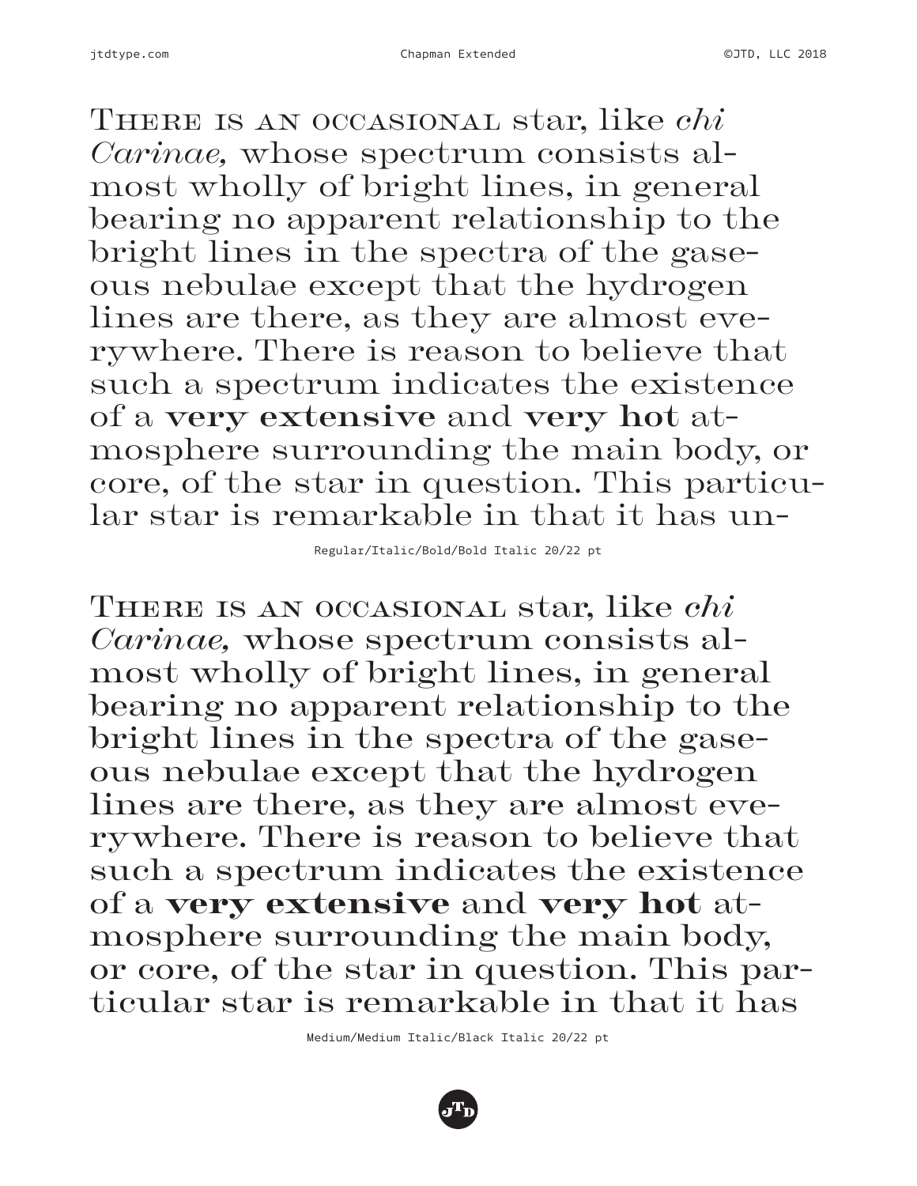There is an occasional star, like *chi Carinae,* whose spectrum consists almost wholly of bright lines, in general bearing no apparent relationship to the bright lines in the spectra of the gaseous nebulae except that the hydrogen lines are there, as they are almost everywhere. There is reason to believe that such a spectrum indicates the existence of a **very extensive** and **very hot** atmosphere surrounding the main body, or core, of the star in question. This particular star is remarkable in that it has un-

Regular/Italic/Bold/Bold Italic 20/22 pt

There is an occasional star, like *chi Carinae,* whose spectrum consists almost wholly of bright lines, in general bearing no apparent relationship to the bright lines in the spectra of the gaseous nebulae except that the hydrogen lines are there, as they are almost everywhere. There is reason to believe that such a spectrum indicates the existence of a **very extensive** and **very hot** atmosphere surrounding the main body, or core, of the star in question. This particular star is remarkable in that it has

Medium/Medium Italic/Black Italic 20/22 pt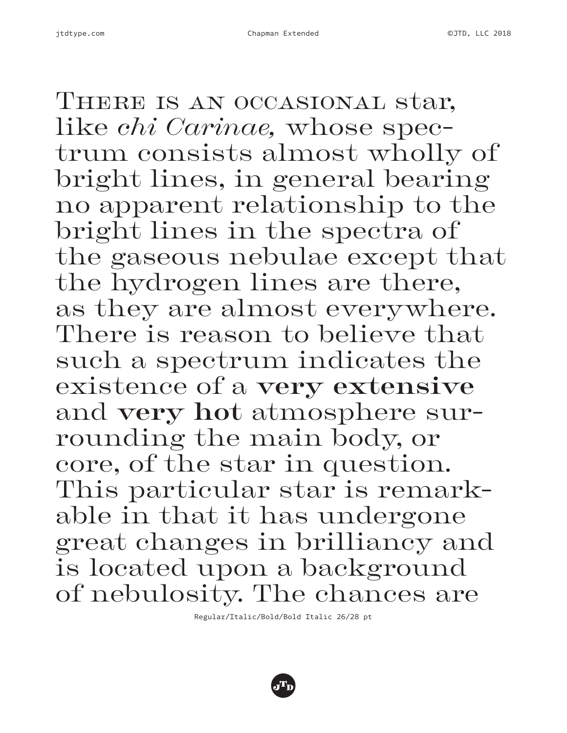There is an occasional star, like *chi Carinae,* whose spectrum consists almost wholly of bright lines, in general bearing no apparent relationship to the bright lines in the spectra of the gaseous nebulae except that the hydrogen lines are there, as they are almost everywhere. There is reason to believe that such a spectrum indicates the existence of a **very extensive** and **very hot** atmosphere surrounding the main body, or core, of the star in question. This particular star is remarkable in that it has undergone great changes in brilliancy and is located upon a background of nebulosity. The chances are

Regular/Italic/Bold/Bold Italic 26/28 pt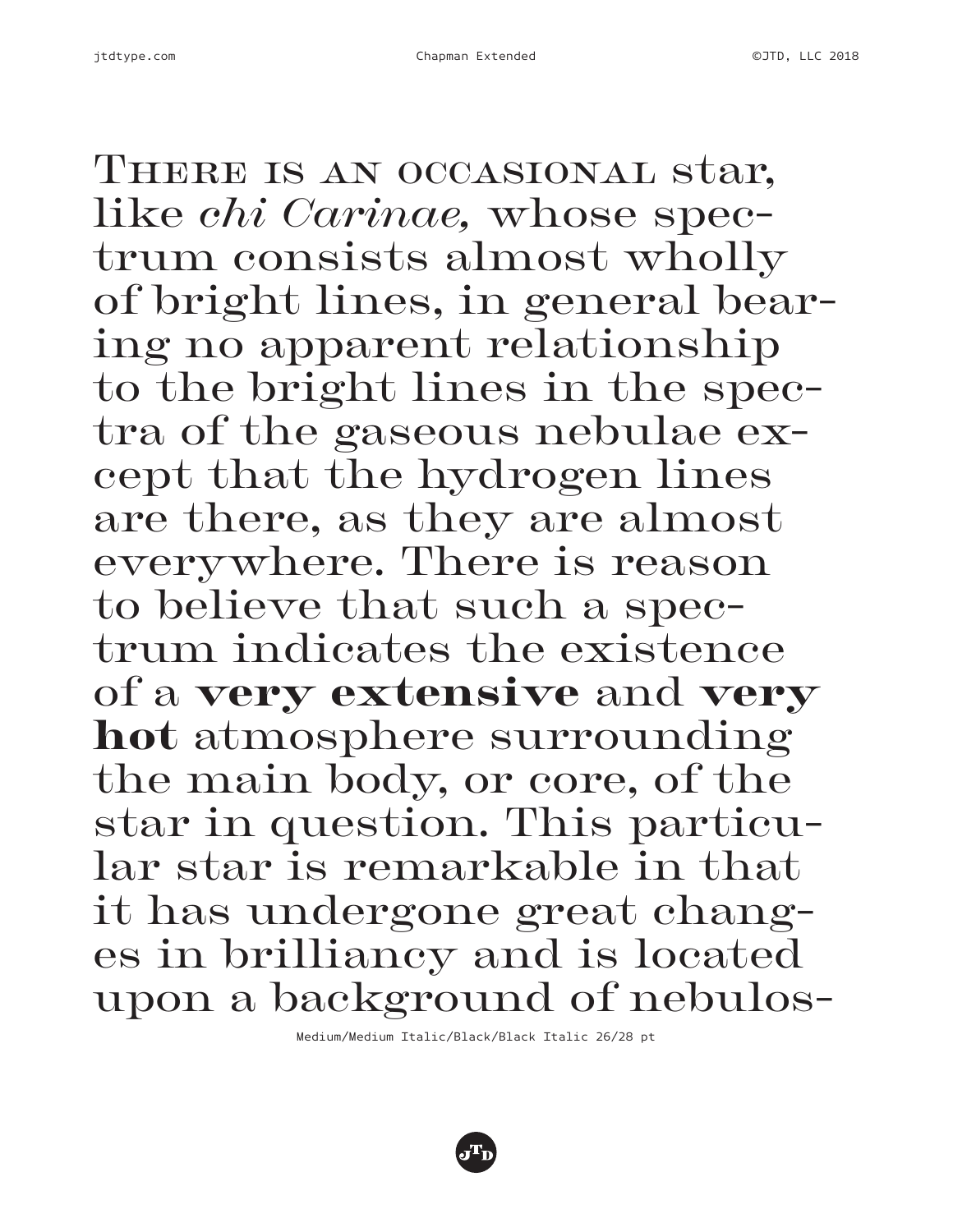There is an occasional star, like *chi Carinae*, whose spectrum consists almost wholly of bright lines, in general bearing no apparent relationship to the bright lines in the spectra of the gaseous nebulae except that the hydrogen lines are there, as they are almost everywhere. There is reason to believe that such a spectrum indicates the existence of a **very extensive** and **very hot** atmosphere surrounding the main body, or core, of the star in question. This particular star is remarkable in that it has undergone great changes in brilliancy and is located upon a background of nebulos-

Medium/Medium Italic/Black/Black Italic 26/28 pt